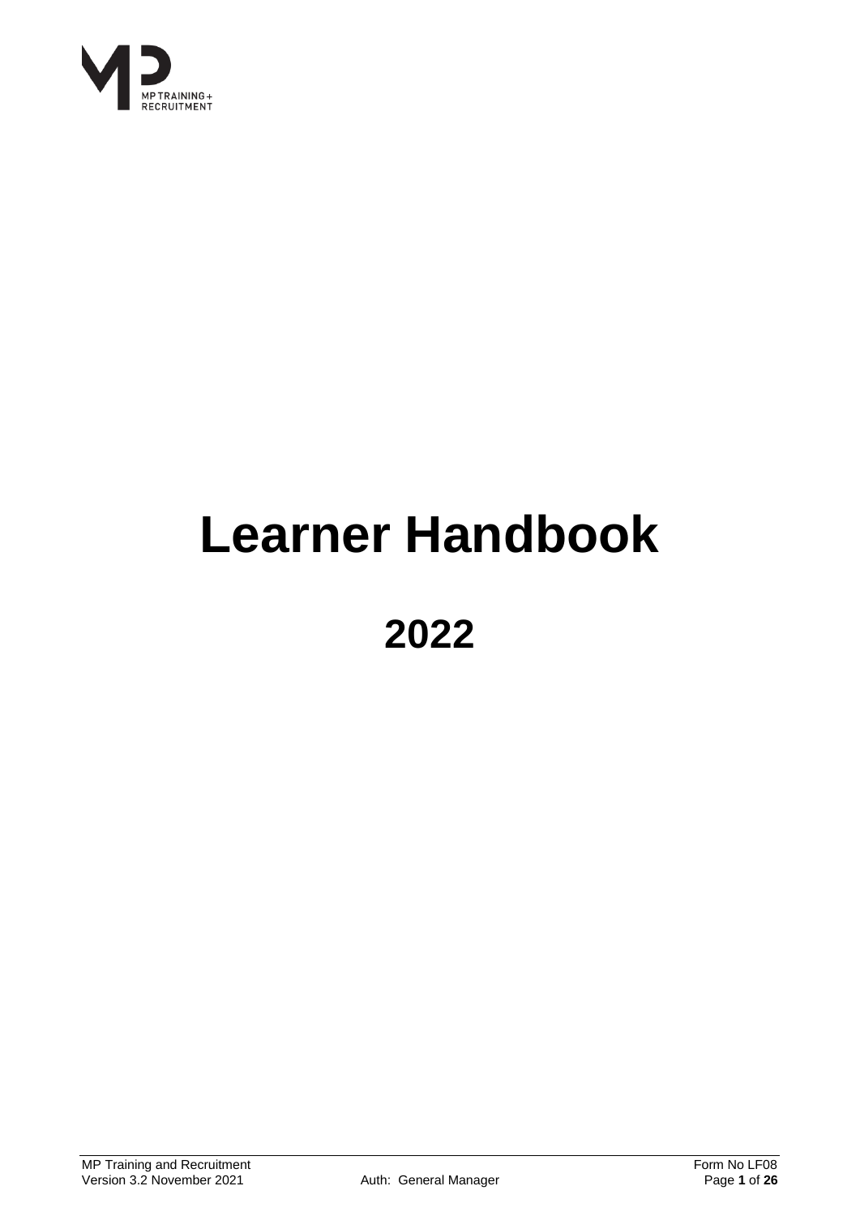MP TRAINING + RECRUITMENT

# Learner Handbook

## 2022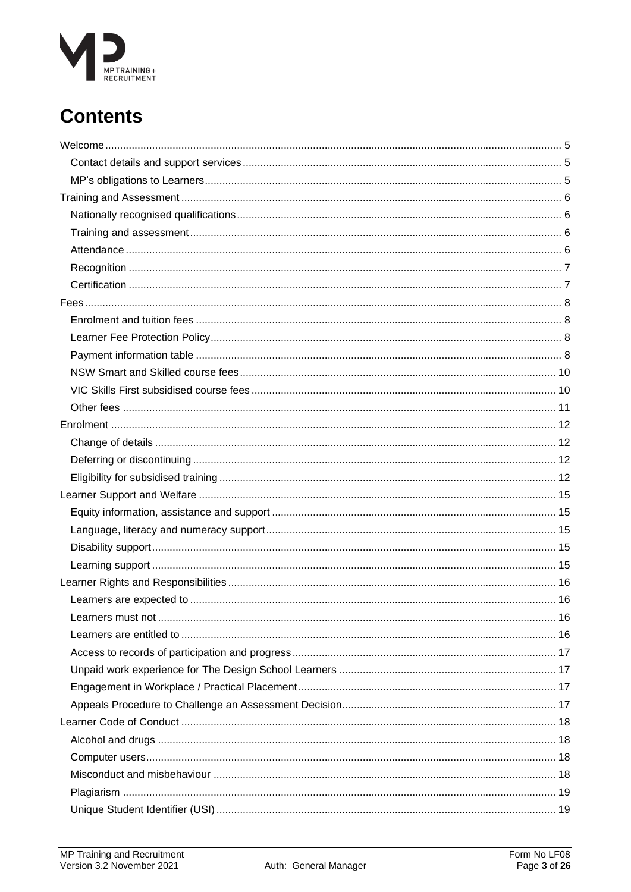# Contents

- Welcome ... 5
  - Contact details and support services ... 5
  - MP's obligations to Learners ... 5
- Training and Assessment ... 6
  - Nationally recognised qualifications ... 6
  - Training and assessment ... 6
  - Attendance ... 6
  - Recognition ... 7
  - Certification ... 7
- Fees ... 8
  - Enrolment and tuition fees ... 8
  - Learner Fee Protection Policy ... 8
  - Payment information table ... 8
  - NSW Smart and Skilled course fees ... 10
  - VIC Skills First subsidised course fees ... 10
  - Other fees ... 11
- Enrolment ... 12
  - Change of details ... 12
  - Deferring or discontinuing ... 12
  - Eligibility for subsidised training ... 12
- Learner Support and Welfare ... 15
  - Equity information, assistance and support ... 15
  - Language, literacy and numeracy support ... 15
  - Disability support ... 15
  - Learning support ... 15
- Learner Rights and Responsibilities ... 16
  - Learners are expected to ... 16
  - Learners must not ... 16
  - Learners are entitled to ... 16
  - Access to records of participation and progress ... 17
  - Unpaid work experience for The Design School Learners ... 17
  - Engagement in Workplace / Practical Placement ... 17
  - Appeals Procedure to Challenge an Assessment Decision ... 17
- Learner Code of Conduct ... 18
  - Alcohol and drugs ... 18
  - Computer users ... 18
  - Misconduct and misbehaviour ... 18
  - Plagiarism ... 19
  - Unique Student Identifier (USI) ... 19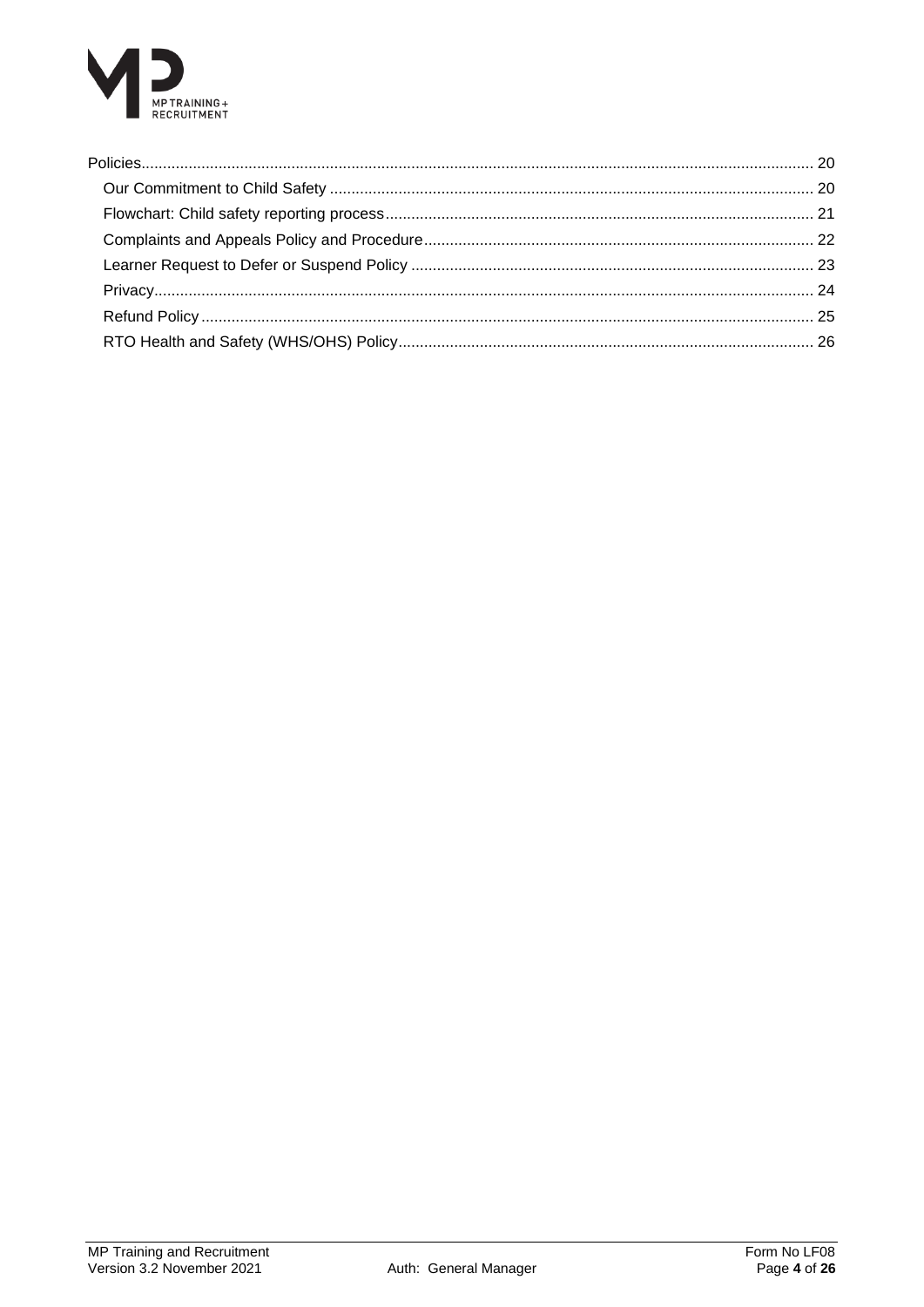- Policies ........ 20
  - Our Commitment to Child Safety ........ 20
  - Flowchart: Child safety reporting process ........ 21
  - Complaints and Appeals Policy and Procedure ........ 22
  - Learner Request to Defer or Suspend Policy ........ 23
  - Privacy ........ 24
  - Refund Policy ........ 25
  - RTO Health and Safety (WHS/OHS) Policy ........ 26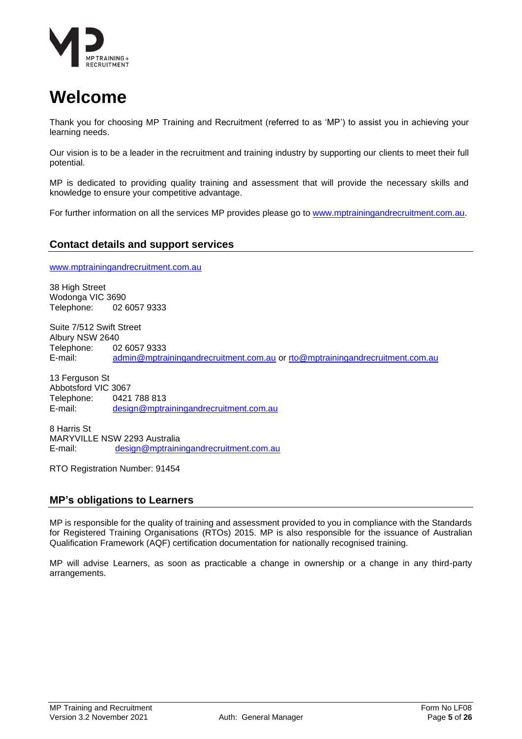# Welcome

Thank you for choosing MP Training and Recruitment (referred to as 'MP') to assist you in achieving your learning needs.

Our vision is to be a leader in the recruitment and training industry by supporting our clients to meet their full potential.

MP is dedicated to providing quality training and assessment that will provide the necessary skills and knowledge to ensure your competitive advantage.

For further information on all the services MP provides please go to www.mptrainingandrecruitment.com.au.

## Contact details and support services

www.mptrainingandrecruitment.com.au

38 High Street
Wodonga VIC 3690
Telephone: 02 6057 9333

Suite 7/512 Swift Street
Albury NSW 2640
Telephone: 02 6057 9333
E-mail: admin@mptrainingandrecruitment.com.au or rto@mptrainingandrecruitment.com.au

13 Ferguson St
Abbotsford VIC 3067
Telephone: 0421 788 813
E-mail: design@mptrainingandrecruitment.com.au

8 Harris St
MARYVILLE NSW 2293 Australia
E-mail: design@mptrainingandrecruitment.com.au

RTO Registration Number: 91454

## MP's obligations to Learners

MP is responsible for the quality of training and assessment provided to you in compliance with the Standards for Registered Training Organisations (RTOs) 2015. MP is also responsible for the issuance of Australian Qualification Framework (AQF) certification documentation for nationally recognised training.

MP will advise Learners, as soon as practicable a change in ownership or a change in any third-party arrangements.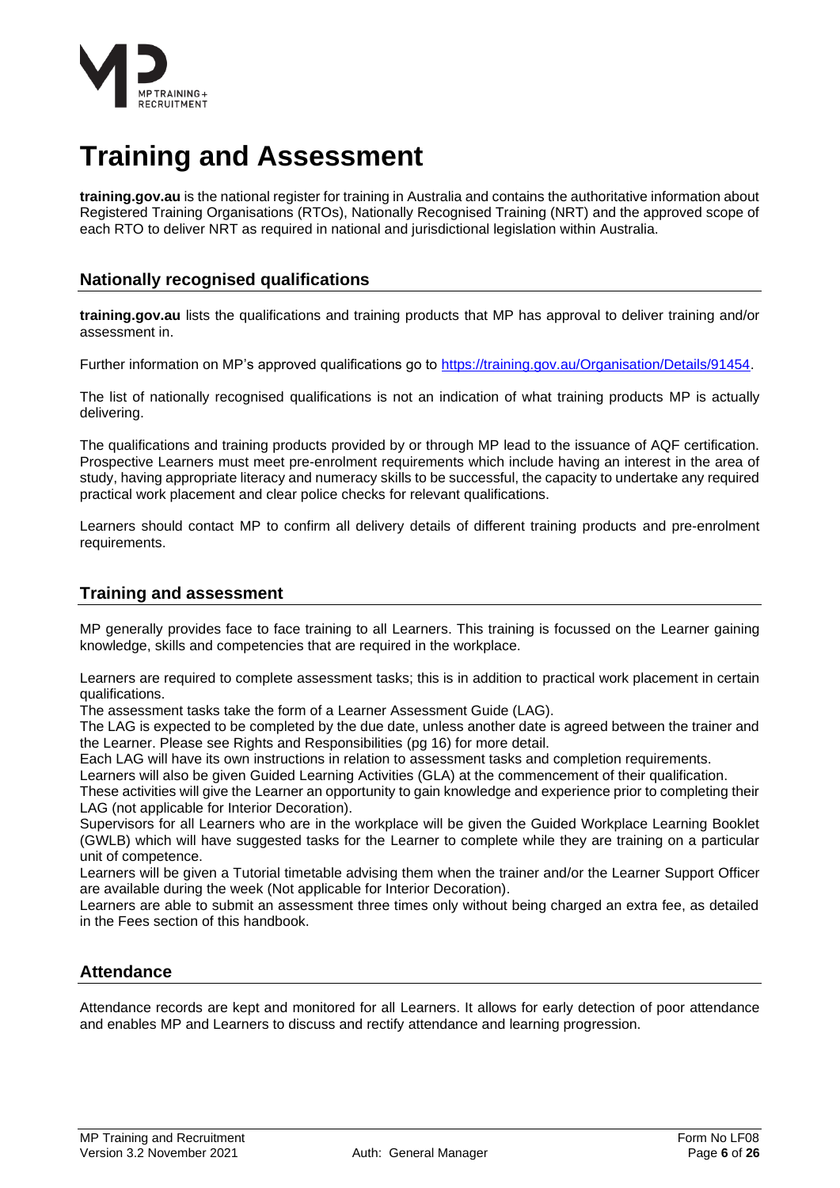# Training and Assessment

**training.gov.au** is the national register for training in Australia and contains the authoritative information about Registered Training Organisations (RTOs), Nationally Recognised Training (NRT) and the approved scope of each RTO to deliver NRT as required in national and jurisdictional legislation within Australia.

## Nationally recognised qualifications

**training.gov.au** lists the qualifications and training products that MP has approval to deliver training and/or assessment in.

Further information on MP's approved qualifications go to https://training.gov.au/Organisation/Details/91454.

The list of nationally recognised qualifications is not an indication of what training products MP is actually delivering.

The qualifications and training products provided by or through MP lead to the issuance of AQF certification. Prospective Learners must meet pre-enrolment requirements which include having an interest in the area of study, having appropriate literacy and numeracy skills to be successful, the capacity to undertake any required practical work placement and clear police checks for relevant qualifications.

Learners should contact MP to confirm all delivery details of different training products and pre-enrolment requirements.

## Training and assessment

MP generally provides face to face training to all Learners. This training is focussed on the Learner gaining knowledge, skills and competencies that are required in the workplace.

Learners are required to complete assessment tasks; this is in addition to practical work placement in certain qualifications.
The assessment tasks take the form of a Learner Assessment Guide (LAG).
The LAG is expected to be completed by the due date, unless another date is agreed between the trainer and the Learner. Please see Rights and Responsibilities (pg 16) for more detail.
Each LAG will have its own instructions in relation to assessment tasks and completion requirements.
Learners will also be given Guided Learning Activities (GLA) at the commencement of their qualification.
These activities will give the Learner an opportunity to gain knowledge and experience prior to completing their LAG (not applicable for Interior Decoration).
Supervisors for all Learners who are in the workplace will be given the Guided Workplace Learning Booklet (GWLB) which will have suggested tasks for the Learner to complete while they are training on a particular unit of competence.
Learners will be given a Tutorial timetable advising them when the trainer and/or the Learner Support Officer are available during the week (Not applicable for Interior Decoration).
Learners are able to submit an assessment three times only without being charged an extra fee, as detailed in the Fees section of this handbook.

## Attendance

Attendance records are kept and monitored for all Learners. It allows for early detection of poor attendance and enables MP and Learners to discuss and rectify attendance and learning progression.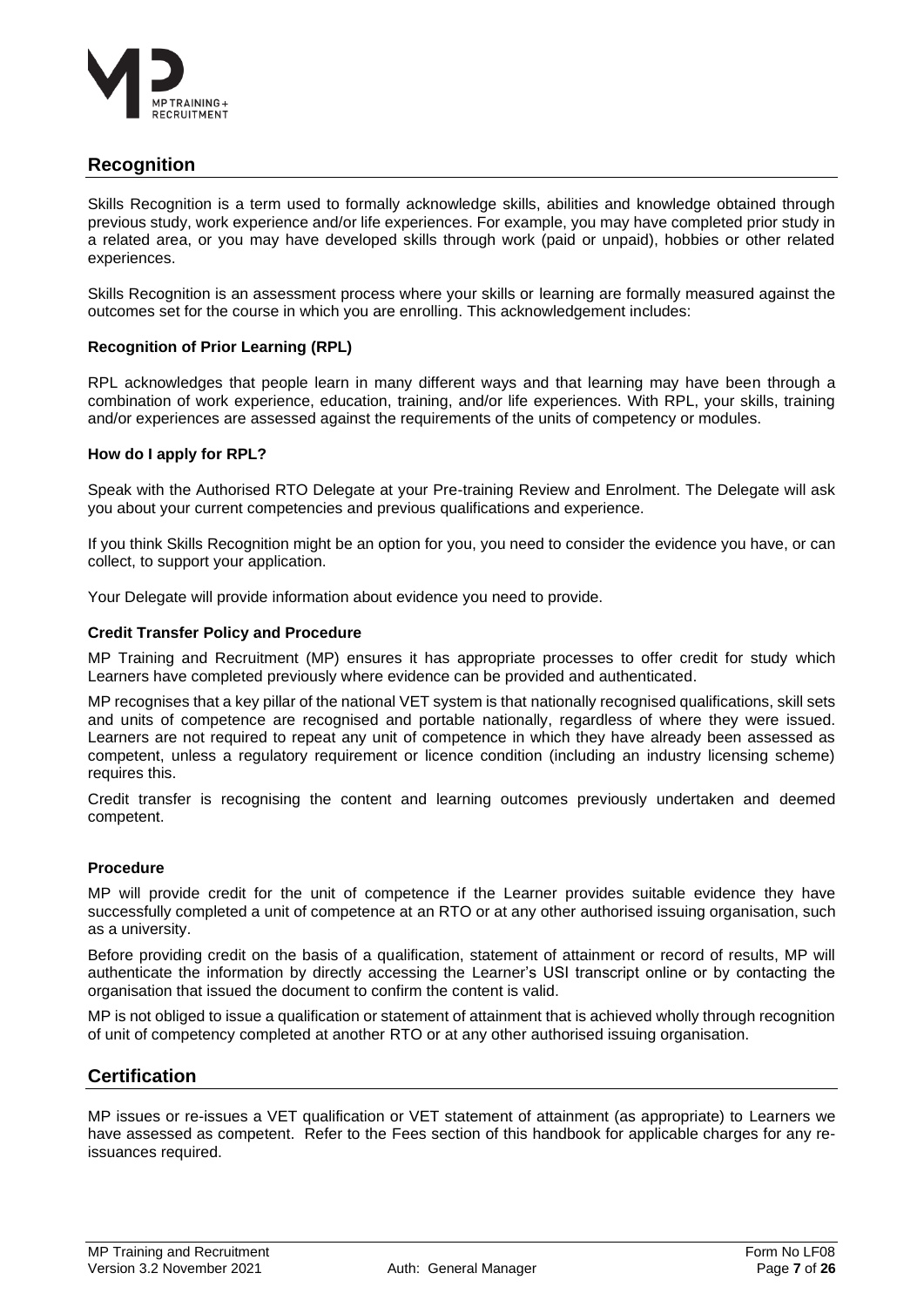## Recognition

Skills Recognition is a term used to formally acknowledge skills, abilities and knowledge obtained through previous study, work experience and/or life experiences. For example, you may have completed prior study in a related area, or you may have developed skills through work (paid or unpaid), hobbies or other related experiences.

Skills Recognition is an assessment process where your skills or learning are formally measured against the outcomes set for the course in which you are enrolling. This acknowledgement includes:

**Recognition of Prior Learning (RPL)**

RPL acknowledges that people learn in many different ways and that learning may have been through a combination of work experience, education, training, and/or life experiences. With RPL, your skills, training and/or experiences are assessed against the requirements of the units of competency or modules.

**How do I apply for RPL?**

Speak with the Authorised RTO Delegate at your Pre-training Review and Enrolment. The Delegate will ask you about your current competencies and previous qualifications and experience.

If you think Skills Recognition might be an option for you, you need to consider the evidence you have, or can collect, to support your application.

Your Delegate will provide information about evidence you need to provide.

**Credit Transfer Policy and Procedure**

MP Training and Recruitment (MP) ensures it has appropriate processes to offer credit for study which Learners have completed previously where evidence can be provided and authenticated.

MP recognises that a key pillar of the national VET system is that nationally recognised qualifications, skill sets and units of competence are recognised and portable nationally, regardless of where they were issued. Learners are not required to repeat any unit of competence in which they have already been assessed as competent, unless a regulatory requirement or licence condition (including an industry licensing scheme) requires this.

Credit transfer is recognising the content and learning outcomes previously undertaken and deemed competent.

**Procedure**

MP will provide credit for the unit of competence if the Learner provides suitable evidence they have successfully completed a unit of competence at an RTO or at any other authorised issuing organisation, such as a university.

Before providing credit on the basis of a qualification, statement of attainment or record of results, MP will authenticate the information by directly accessing the Learner's USI transcript online or by contacting the organisation that issued the document to confirm the content is valid.

MP is not obliged to issue a qualification or statement of attainment that is achieved wholly through recognition of unit of competency completed at another RTO or at any other authorised issuing organisation.

## Certification

MP issues or re-issues a VET qualification or VET statement of attainment (as appropriate) to Learners we have assessed as competent. Refer to the Fees section of this handbook for applicable charges for any re-issuances required.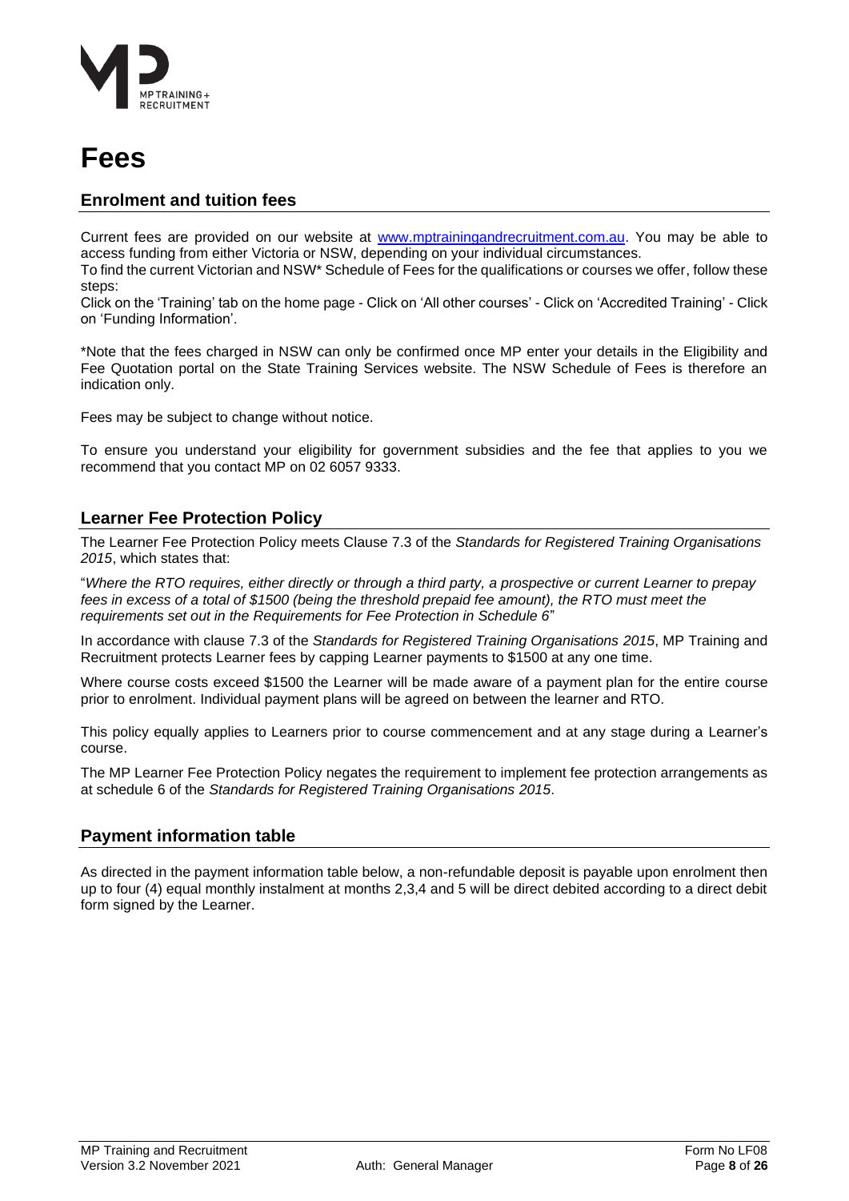# Fees

## Enrolment and tuition fees

Current fees are provided on our website at [www.mptrainingandrecruitment.com.au](www.mptrainingandrecruitment.com.au). You may be able to access funding from either Victoria or NSW, depending on your individual circumstances.

To find the current Victorian and NSW* Schedule of Fees for the qualifications or courses we offer, follow these steps:

Click on the 'Training' tab on the home page - Click on 'All other courses' - Click on 'Accredited Training' - Click on 'Funding Information'.

*Note that the fees charged in NSW can only be confirmed once MP enter your details in the Eligibility and Fee Quotation portal on the State Training Services website. The NSW Schedule of Fees is therefore an indication only.

Fees may be subject to change without notice.

To ensure you understand your eligibility for government subsidies and the fee that applies to you we recommend that you contact MP on 02 6057 9333.

## Learner Fee Protection Policy

The Learner Fee Protection Policy meets Clause 7.3 of the *Standards for Registered Training Organisations 2015*, which states that:

"*Where the RTO requires, either directly or through a third party, a prospective or current Learner to prepay fees in excess of a total of $1500 (being the threshold prepaid fee amount), the RTO must meet the requirements set out in the Requirements for Fee Protection in Schedule 6*"

In accordance with clause 7.3 of the *Standards for Registered Training Organisations 2015*, MP Training and Recruitment protects Learner fees by capping Learner payments to $1500 at any one time.

Where course costs exceed $1500 the Learner will be made aware of a payment plan for the entire course prior to enrolment. Individual payment plans will be agreed on between the learner and RTO.

This policy equally applies to Learners prior to course commencement and at any stage during a Learner's course.

The MP Learner Fee Protection Policy negates the requirement to implement fee protection arrangements as at schedule 6 of the *Standards for Registered Training Organisations 2015*.

## Payment information table

As directed in the payment information table below, a non-refundable deposit is payable upon enrolment then up to four (4) equal monthly instalment at months 2,3,4 and 5 will be direct debited according to a direct debit form signed by the Learner.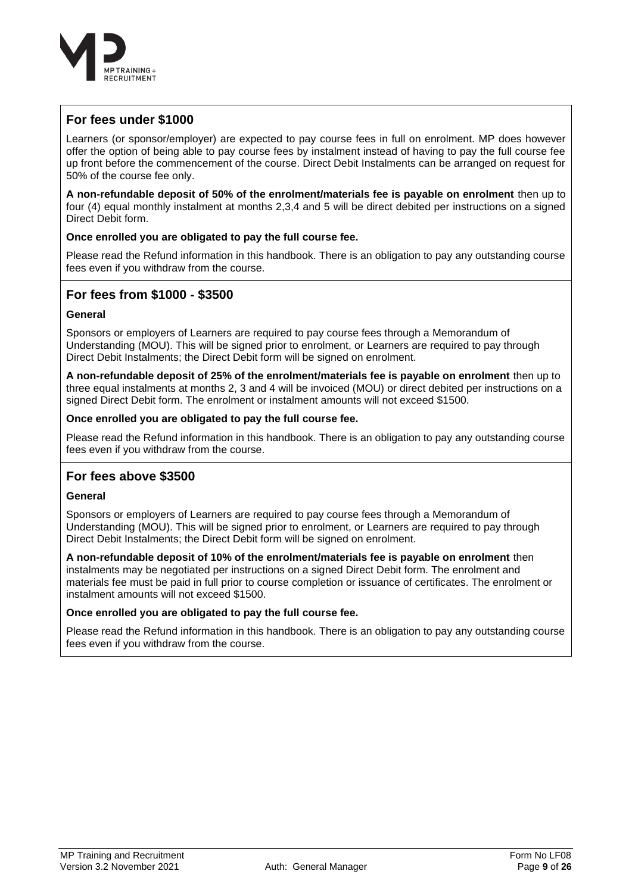## For fees under $1000

Learners (or sponsor/employer) are expected to pay course fees in full on enrolment. MP does however offer the option of being able to pay course fees by instalment instead of having to pay the full course fee up front before the commencement of the course. Direct Debit Instalments can be arranged on request for 50% of the course fee only.

**A non-refundable deposit of 50% of the enrolment/materials fee is payable on enrolment** then up to four (4) equal monthly instalment at months 2,3,4 and 5 will be direct debited per instructions on a signed Direct Debit form.

**Once enrolled you are obligated to pay the full course fee.**

Please read the Refund information in this handbook. There is an obligation to pay any outstanding course fees even if you withdraw from the course.

## For fees from $1000 - $3500

**General**

Sponsors or employers of Learners are required to pay course fees through a Memorandum of Understanding (MOU). This will be signed prior to enrolment, or Learners are required to pay through Direct Debit Instalments; the Direct Debit form will be signed on enrolment.

**A non-refundable deposit of 25% of the enrolment/materials fee is payable on enrolment** then up to three equal instalments at months 2, 3 and 4 will be invoiced (MOU) or direct debited per instructions on a signed Direct Debit form. The enrolment or instalment amounts will not exceed $1500.

**Once enrolled you are obligated to pay the full course fee.**

Please read the Refund information in this handbook. There is an obligation to pay any outstanding course fees even if you withdraw from the course.

## For fees above $3500

**General**

Sponsors or employers of Learners are required to pay course fees through a Memorandum of Understanding (MOU). This will be signed prior to enrolment, or Learners are required to pay through Direct Debit Instalments; the Direct Debit form will be signed on enrolment.

**A non-refundable deposit of 10% of the enrolment/materials fee is payable on enrolment** then instalments may be negotiated per instructions on a signed Direct Debit form. The enrolment and materials fee must be paid in full prior to course completion or issuance of certificates. The enrolment or instalment amounts will not exceed $1500.

**Once enrolled you are obligated to pay the full course fee.**

Please read the Refund information in this handbook. There is an obligation to pay any outstanding course fees even if you withdraw from the course.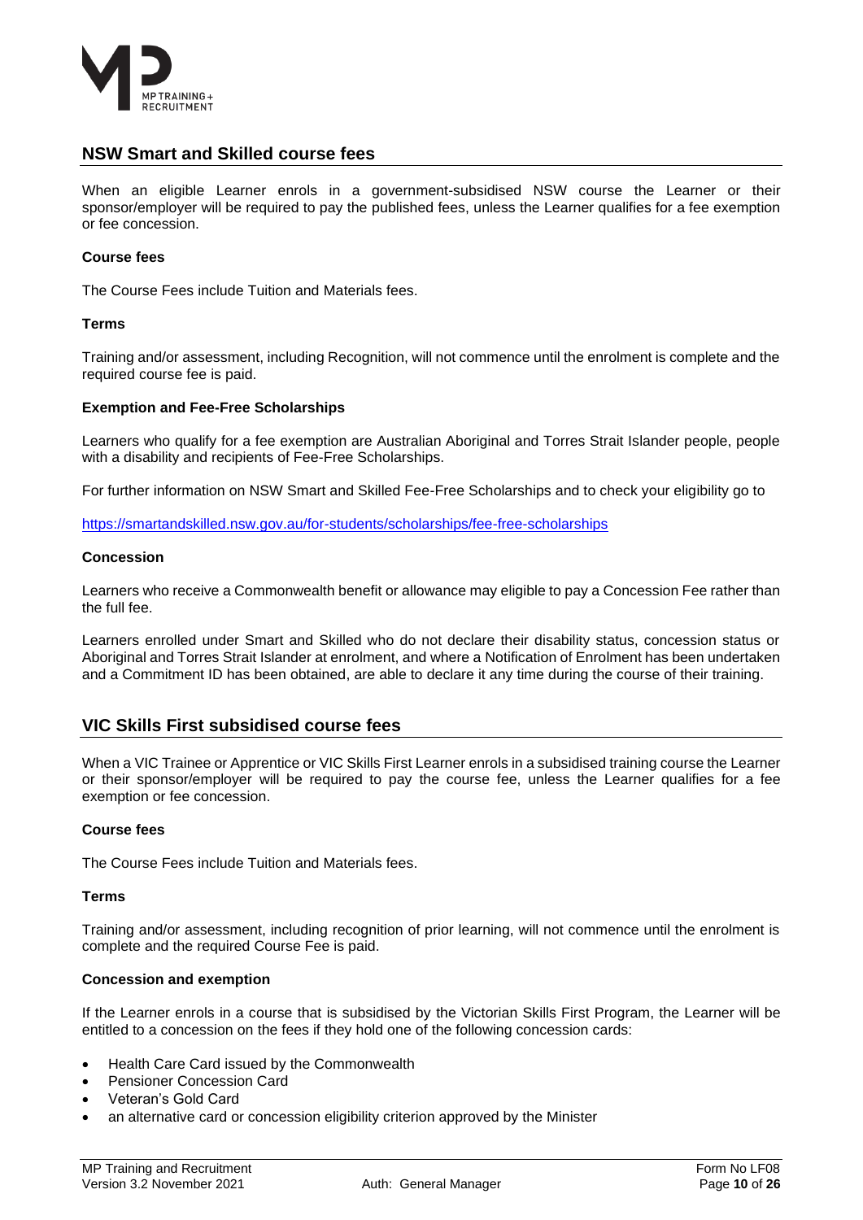## NSW Smart and Skilled course fees

When an eligible Learner enrols in a government-subsidised NSW course the Learner or their sponsor/employer will be required to pay the published fees, unless the Learner qualifies for a fee exemption or fee concession.

**Course fees**

The Course Fees include Tuition and Materials fees.

**Terms**

Training and/or assessment, including Recognition, will not commence until the enrolment is complete and the required course fee is paid.

**Exemption and Fee-Free Scholarships**

Learners who qualify for a fee exemption are Australian Aboriginal and Torres Strait Islander people, people with a disability and recipients of Fee-Free Scholarships.

For further information on NSW Smart and Skilled Fee-Free Scholarships and to check your eligibility go to

https://smartandskilled.nsw.gov.au/for-students/scholarships/fee-free-scholarships

**Concession**

Learners who receive a Commonwealth benefit or allowance may eligible to pay a Concession Fee rather than the full fee.

Learners enrolled under Smart and Skilled who do not declare their disability status, concession status or Aboriginal and Torres Strait Islander at enrolment, and where a Notification of Enrolment has been undertaken and a Commitment ID has been obtained, are able to declare it any time during the course of their training.

## VIC Skills First subsidised course fees

When a VIC Trainee or Apprentice or VIC Skills First Learner enrols in a subsidised training course the Learner or their sponsor/employer will be required to pay the course fee, unless the Learner qualifies for a fee exemption or fee concession.

**Course fees**

The Course Fees include Tuition and Materials fees.

**Terms**

Training and/or assessment, including recognition of prior learning, will not commence until the enrolment is complete and the required Course Fee is paid.

**Concession and exemption**

If the Learner enrols in a course that is subsidised by the Victorian Skills First Program, the Learner will be entitled to a concession on the fees if they hold one of the following concession cards:

- Health Care Card issued by the Commonwealth
- Pensioner Concession Card
- Veteran's Gold Card
- an alternative card or concession eligibility criterion approved by the Minister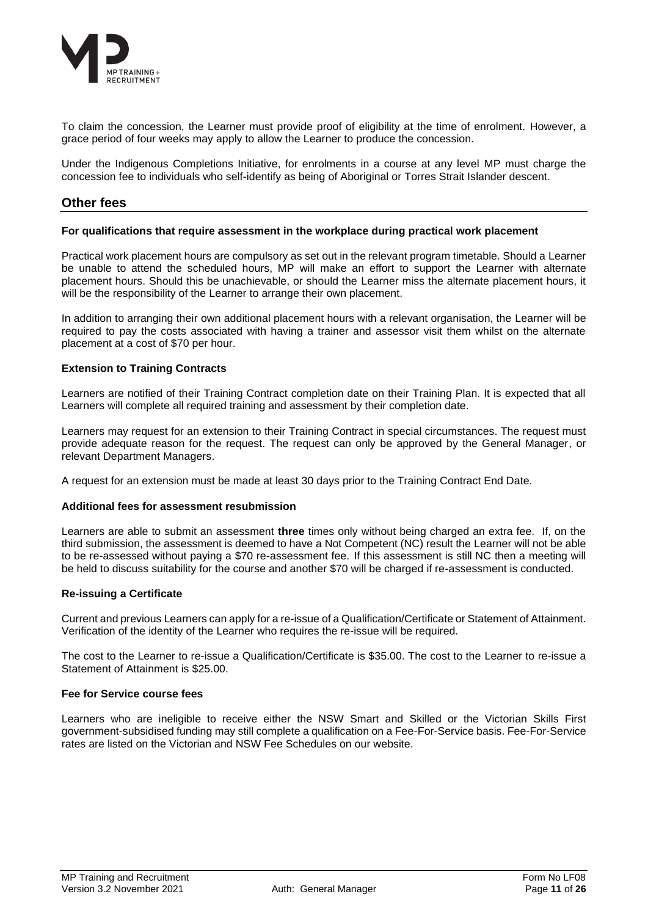To claim the concession, the Learner must provide proof of eligibility at the time of enrolment. However, a grace period of four weeks may apply to allow the Learner to produce the concession.

Under the Indigenous Completions Initiative, for enrolments in a course at any level MP must charge the concession fee to individuals who self-identify as being of Aboriginal or Torres Strait Islander descent.

## Other fees

**For qualifications that require assessment in the workplace during practical work placement**

Practical work placement hours are compulsory as set out in the relevant program timetable. Should a Learner be unable to attend the scheduled hours, MP will make an effort to support the Learner with alternate placement hours. Should this be unachievable, or should the Learner miss the alternate placement hours, it will be the responsibility of the Learner to arrange their own placement.

In addition to arranging their own additional placement hours with a relevant organisation, the Learner will be required to pay the costs associated with having a trainer and assessor visit them whilst on the alternate placement at a cost of $70 per hour.

**Extension to Training Contracts**

Learners are notified of their Training Contract completion date on their Training Plan. It is expected that all Learners will complete all required training and assessment by their completion date.

Learners may request for an extension to their Training Contract in special circumstances. The request must provide adequate reason for the request. The request can only be approved by the General Manager, or relevant Department Managers.

A request for an extension must be made at least 30 days prior to the Training Contract End Date.

**Additional fees for assessment resubmission**

Learners are able to submit an assessment **three** times only without being charged an extra fee. If, on the third submission, the assessment is deemed to have a Not Competent (NC) result the Learner will not be able to be re-assessed without paying a $70 re-assessment fee. If this assessment is still NC then a meeting will be held to discuss suitability for the course and another $70 will be charged if re-assessment is conducted.

**Re-issuing a Certificate**

Current and previous Learners can apply for a re-issue of a Qualification/Certificate or Statement of Attainment. Verification of the identity of the Learner who requires the re-issue will be required.

The cost to the Learner to re-issue a Qualification/Certificate is $35.00. The cost to the Learner to re-issue a Statement of Attainment is $25.00.

**Fee for Service course fees**

Learners who are ineligible to receive either the NSW Smart and Skilled or the Victorian Skills First government-subsidised funding may still complete a qualification on a Fee-For-Service basis. Fee-For-Service rates are listed on the Victorian and NSW Fee Schedules on our website.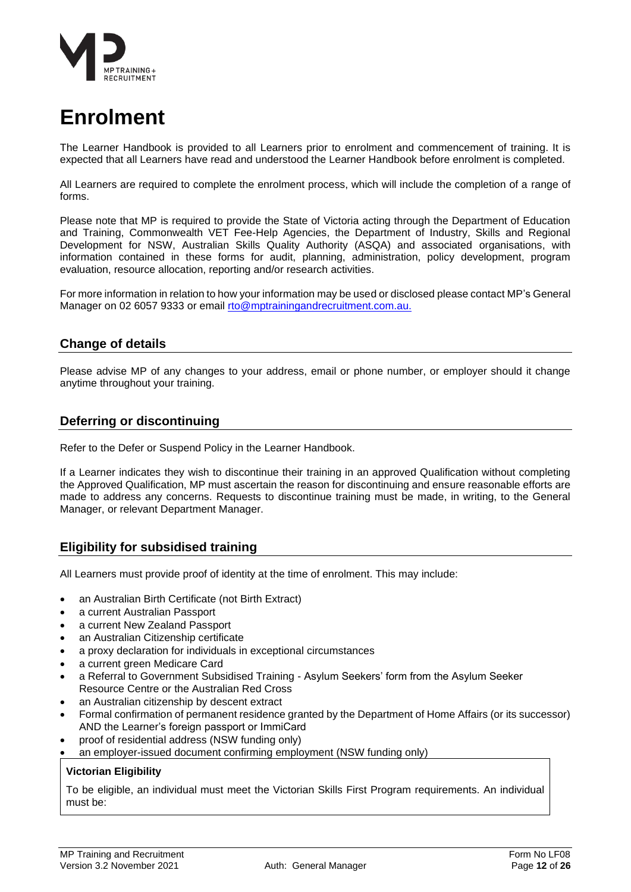# Enrolment

The Learner Handbook is provided to all Learners prior to enrolment and commencement of training. It is expected that all Learners have read and understood the Learner Handbook before enrolment is completed.

All Learners are required to complete the enrolment process, which will include the completion of a range of forms.

Please note that MP is required to provide the State of Victoria acting through the Department of Education and Training, Commonwealth VET Fee-Help Agencies, the Department of Industry, Skills and Regional Development for NSW, Australian Skills Quality Authority (ASQA) and associated organisations, with information contained in these forms for audit, planning, administration, policy development, program evaluation, resource allocation, reporting and/or research activities.

For more information in relation to how your information may be used or disclosed please contact MP's General Manager on 02 6057 9333 or email rto@mptrainingandrecruitment.com.au.

## Change of details

Please advise MP of any changes to your address, email or phone number, or employer should it change anytime throughout your training.

## Deferring or discontinuing

Refer to the Defer or Suspend Policy in the Learner Handbook.

If a Learner indicates they wish to discontinue their training in an approved Qualification without completing the Approved Qualification, MP must ascertain the reason for discontinuing and ensure reasonable efforts are made to address any concerns. Requests to discontinue training must be made, in writing, to the General Manager, or relevant Department Manager.

## Eligibility for subsidised training

All Learners must provide proof of identity at the time of enrolment. This may include:

- an Australian Birth Certificate (not Birth Extract)
- a current Australian Passport
- a current New Zealand Passport
- an Australian Citizenship certificate
- a proxy declaration for individuals in exceptional circumstances
- a current green Medicare Card
- a Referral to Government Subsidised Training - Asylum Seekers' form from the Asylum Seeker Resource Centre or the Australian Red Cross
- an Australian citizenship by descent extract
- Formal confirmation of permanent residence granted by the Department of Home Affairs (or its successor) AND the Learner's foreign passport or ImmiCard
- proof of residential address (NSW funding only)
- an employer-issued document confirming employment (NSW funding only)

**Victorian Eligibility**

To be eligible, an individual must meet the Victorian Skills First Program requirements. An individual must be: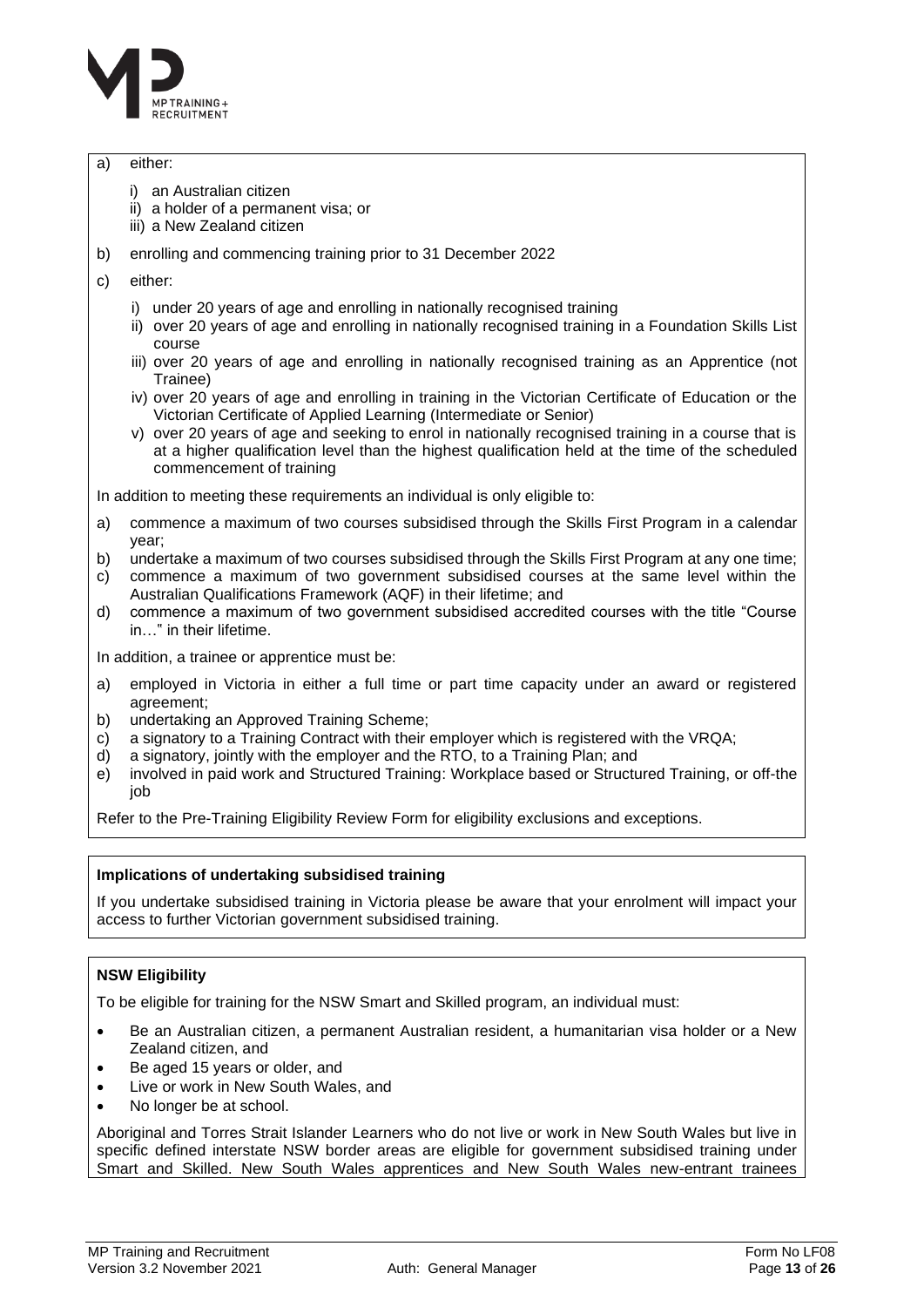a) either:

   i) an Australian citizen
   ii) a holder of a permanent visa; or
   iii) a New Zealand citizen

b) enrolling and commencing training prior to 31 December 2022

c) either:

   i) under 20 years of age and enrolling in nationally recognised training
   ii) over 20 years of age and enrolling in nationally recognised training in a Foundation Skills List course
   iii) over 20 years of age and enrolling in nationally recognised training as an Apprentice (not Trainee)
   iv) over 20 years of age and enrolling in training in the Victorian Certificate of Education or the Victorian Certificate of Applied Learning (Intermediate or Senior)
   v) over 20 years of age and seeking to enrol in nationally recognised training in a course that is at a higher qualification level than the highest qualification held at the time of the scheduled commencement of training

In addition to meeting these requirements an individual is only eligible to:

a) commence a maximum of two courses subsidised through the Skills First Program in a calendar year;
b) undertake a maximum of two courses subsidised through the Skills First Program at any one time;
c) commence a maximum of two government subsidised courses at the same level within the Australian Qualifications Framework (AQF) in their lifetime; and
d) commence a maximum of two government subsidised accredited courses with the title "Course in…" in their lifetime.

In addition, a trainee or apprentice must be:

a) employed in Victoria in either a full time or part time capacity under an award or registered agreement;
b) undertaking an Approved Training Scheme;
c) a signatory to a Training Contract with their employer which is registered with the VRQA;
d) a signatory, jointly with the employer and the RTO, to a Training Plan; and
e) involved in paid work and Structured Training: Workplace based or Structured Training, or off-the job

Refer to the Pre-Training Eligibility Review Form for eligibility exclusions and exceptions.

**Implications of undertaking subsidised training**

If you undertake subsidised training in Victoria please be aware that your enrolment will impact your access to further Victorian government subsidised training.

**NSW Eligibility**

To be eligible for training for the NSW Smart and Skilled program, an individual must:

- Be an Australian citizen, a permanent Australian resident, a humanitarian visa holder or a New Zealand citizen, and
- Be aged 15 years or older, and
- Live or work in New South Wales, and
- No longer be at school.

Aboriginal and Torres Strait Islander Learners who do not live or work in New South Wales but live in specific defined interstate NSW border areas are eligible for government subsidised training under Smart and Skilled. New South Wales apprentices and New South Wales new-entrant trainees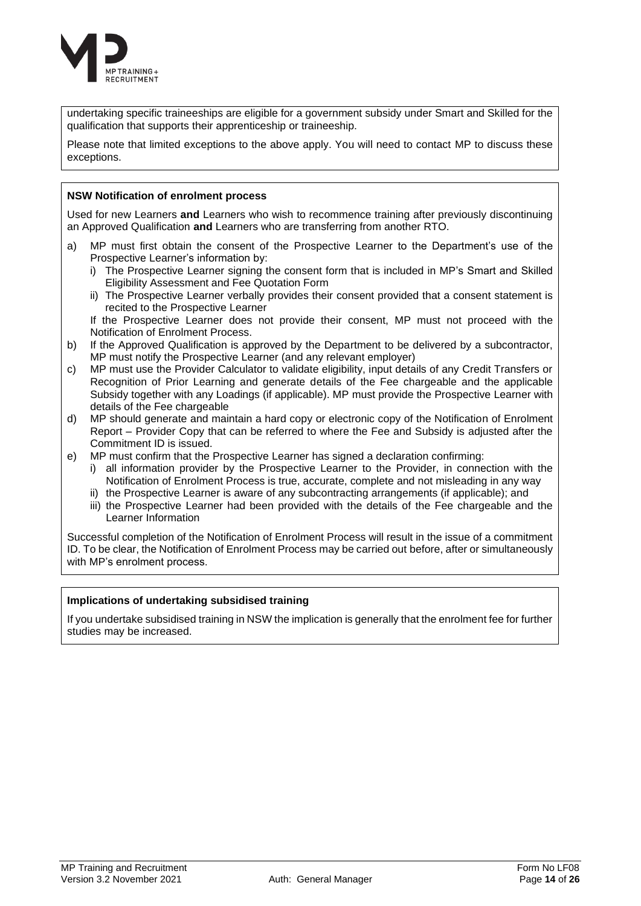undertaking specific traineeships are eligible for a government subsidy under Smart and Skilled for the qualification that supports their apprenticeship or traineeship.

Please note that limited exceptions to the above apply. You will need to contact MP to discuss these exceptions.

**NSW Notification of enrolment process**

Used for new Learners **and** Learners who wish to recommence training after previously discontinuing an Approved Qualification **and** Learners who are transferring from another RTO.

a) MP must first obtain the consent of the Prospective Learner to the Department's use of the Prospective Learner's information by:
   i) The Prospective Learner signing the consent form that is included in MP's Smart and Skilled Eligibility Assessment and Fee Quotation Form
   ii) The Prospective Learner verbally provides their consent provided that a consent statement is recited to the Prospective Learner

   If the Prospective Learner does not provide their consent, MP must not proceed with the Notification of Enrolment Process.
b) If the Approved Qualification is approved by the Department to be delivered by a subcontractor, MP must notify the Prospective Learner (and any relevant employer)
c) MP must use the Provider Calculator to validate eligibility, input details of any Credit Transfers or Recognition of Prior Learning and generate details of the Fee chargeable and the applicable Subsidy together with any Loadings (if applicable). MP must provide the Prospective Learner with details of the Fee chargeable
d) MP should generate and maintain a hard copy or electronic copy of the Notification of Enrolment Report – Provider Copy that can be referred to where the Fee and Subsidy is adjusted after the Commitment ID is issued.
e) MP must confirm that the Prospective Learner has signed a declaration confirming:
   i) all information provider by the Prospective Learner to the Provider, in connection with the Notification of Enrolment Process is true, accurate, complete and not misleading in any way
   ii) the Prospective Learner is aware of any subcontracting arrangements (if applicable); and
   iii) the Prospective Learner had been provided with the details of the Fee chargeable and the Learner Information

Successful completion of the Notification of Enrolment Process will result in the issue of a commitment ID. To be clear, the Notification of Enrolment Process may be carried out before, after or simultaneously with MP's enrolment process.

**Implications of undertaking subsidised training**

If you undertake subsidised training in NSW the implication is generally that the enrolment fee for further studies may be increased.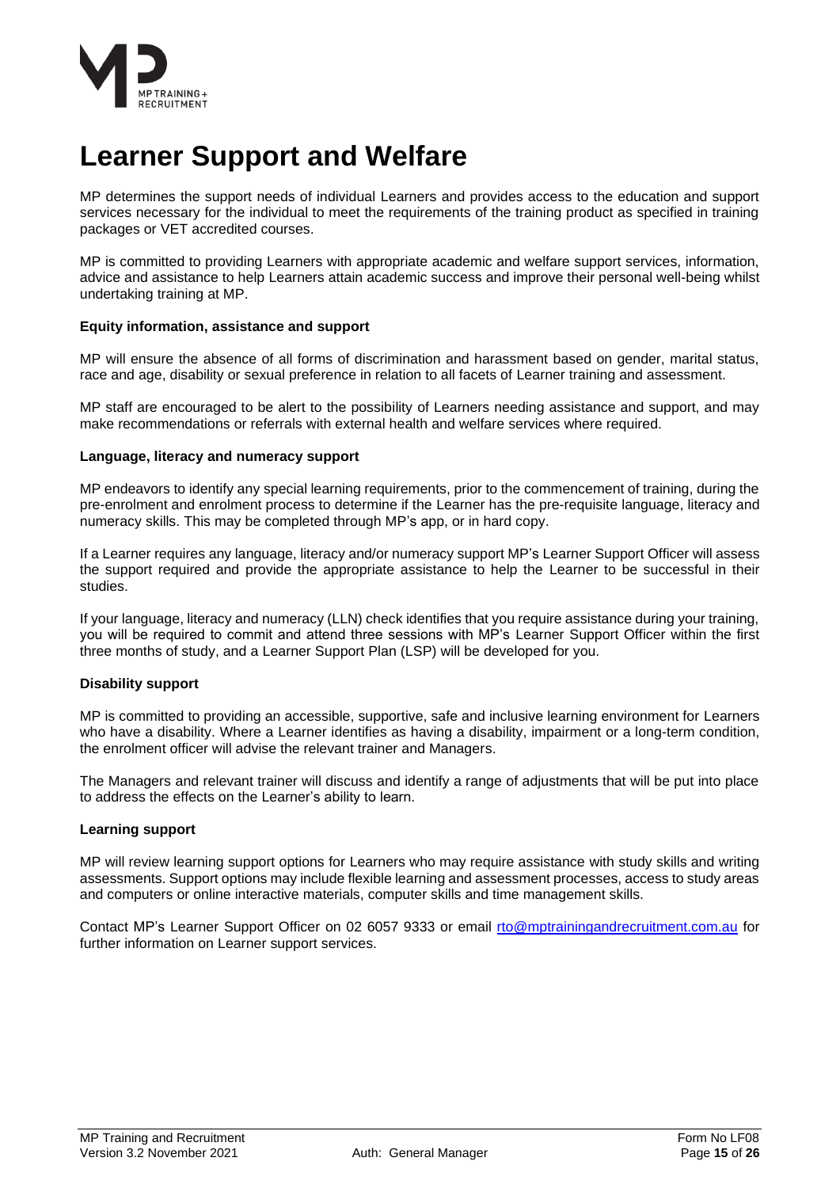# Learner Support and Welfare

MP determines the support needs of individual Learners and provides access to the education and support services necessary for the individual to meet the requirements of the training product as specified in training packages or VET accredited courses.

MP is committed to providing Learners with appropriate academic and welfare support services, information, advice and assistance to help Learners attain academic success and improve their personal well-being whilst undertaking training at MP.

**Equity information, assistance and support**

MP will ensure the absence of all forms of discrimination and harassment based on gender, marital status, race and age, disability or sexual preference in relation to all facets of Learner training and assessment.

MP staff are encouraged to be alert to the possibility of Learners needing assistance and support, and may make recommendations or referrals with external health and welfare services where required.

**Language, literacy and numeracy support**

MP endeavors to identify any special learning requirements, prior to the commencement of training, during the pre-enrolment and enrolment process to determine if the Learner has the pre-requisite language, literacy and numeracy skills. This may be completed through MP's app, or in hard copy.

If a Learner requires any language, literacy and/or numeracy support MP's Learner Support Officer will assess the support required and provide the appropriate assistance to help the Learner to be successful in their studies.

If your language, literacy and numeracy (LLN) check identifies that you require assistance during your training, you will be required to commit and attend three sessions with MP's Learner Support Officer within the first three months of study, and a Learner Support Plan (LSP) will be developed for you.

**Disability support**

MP is committed to providing an accessible, supportive, safe and inclusive learning environment for Learners who have a disability. Where a Learner identifies as having a disability, impairment or a long-term condition, the enrolment officer will advise the relevant trainer and Managers.

The Managers and relevant trainer will discuss and identify a range of adjustments that will be put into place to address the effects on the Learner's ability to learn.

**Learning support**

MP will review learning support options for Learners who may require assistance with study skills and writing assessments. Support options may include flexible learning and assessment processes, access to study areas and computers or online interactive materials, computer skills and time management skills.

Contact MP's Learner Support Officer on 02 6057 9333 or email rto@mptrainingandrecruitment.com.au for further information on Learner support services.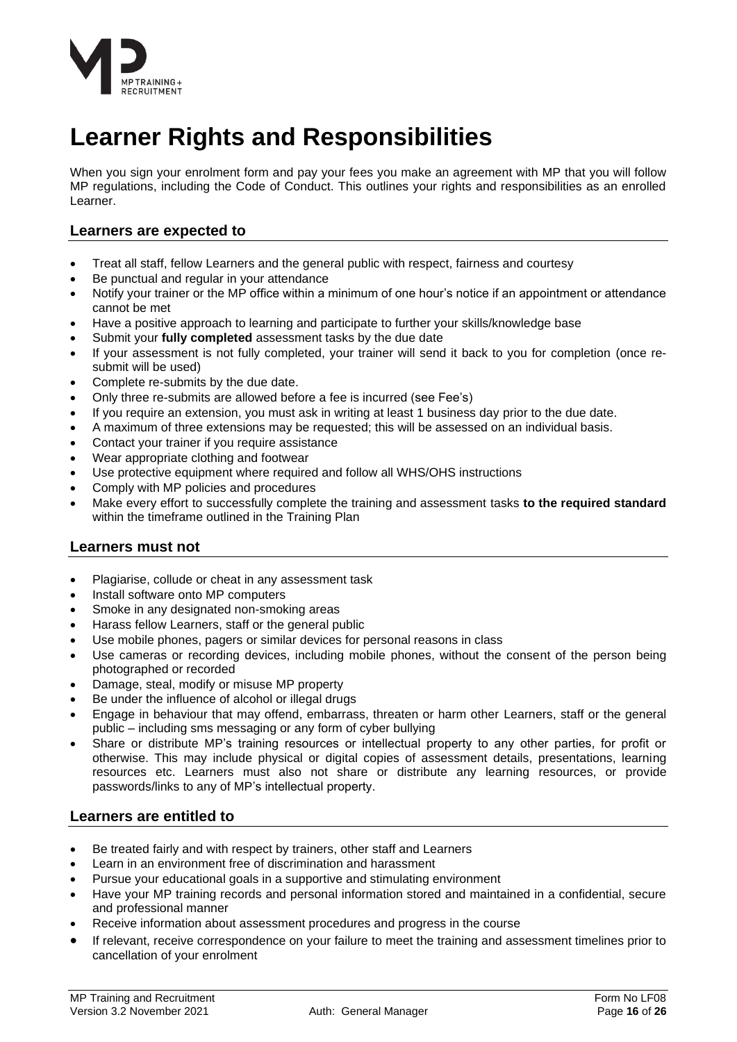# Learner Rights and Responsibilities

When you sign your enrolment form and pay your fees you make an agreement with MP that you will follow MP regulations, including the Code of Conduct. This outlines your rights and responsibilities as an enrolled Learner.

## Learners are expected to

- Treat all staff, fellow Learners and the general public with respect, fairness and courtesy
- Be punctual and regular in your attendance
- Notify your trainer or the MP office within a minimum of one hour's notice if an appointment or attendance cannot be met
- Have a positive approach to learning and participate to further your skills/knowledge base
- Submit your **fully completed** assessment tasks by the due date
- If your assessment is not fully completed, your trainer will send it back to you for completion (once re-submit will be used)
- Complete re-submits by the due date.
- Only three re-submits are allowed before a fee is incurred (see Fee's)
- If you require an extension, you must ask in writing at least 1 business day prior to the due date.
- A maximum of three extensions may be requested; this will be assessed on an individual basis.
- Contact your trainer if you require assistance
- Wear appropriate clothing and footwear
- Use protective equipment where required and follow all WHS/OHS instructions
- Comply with MP policies and procedures
- Make every effort to successfully complete the training and assessment tasks **to the required standard** within the timeframe outlined in the Training Plan

## Learners must not

- Plagiarise, collude or cheat in any assessment task
- Install software onto MP computers
- Smoke in any designated non-smoking areas
- Harass fellow Learners, staff or the general public
- Use mobile phones, pagers or similar devices for personal reasons in class
- Use cameras or recording devices, including mobile phones, without the consent of the person being photographed or recorded
- Damage, steal, modify or misuse MP property
- Be under the influence of alcohol or illegal drugs
- Engage in behaviour that may offend, embarrass, threaten or harm other Learners, staff or the general public – including sms messaging or any form of cyber bullying
- Share or distribute MP's training resources or intellectual property to any other parties, for profit or otherwise. This may include physical or digital copies of assessment details, presentations, learning resources etc. Learners must also not share or distribute any learning resources, or provide passwords/links to any of MP's intellectual property.

## Learners are entitled to

- Be treated fairly and with respect by trainers, other staff and Learners
- Learn in an environment free of discrimination and harassment
- Pursue your educational goals in a supportive and stimulating environment
- Have your MP training records and personal information stored and maintained in a confidential, secure and professional manner
- Receive information about assessment procedures and progress in the course
- If relevant, receive correspondence on your failure to meet the training and assessment timelines prior to cancellation of your enrolment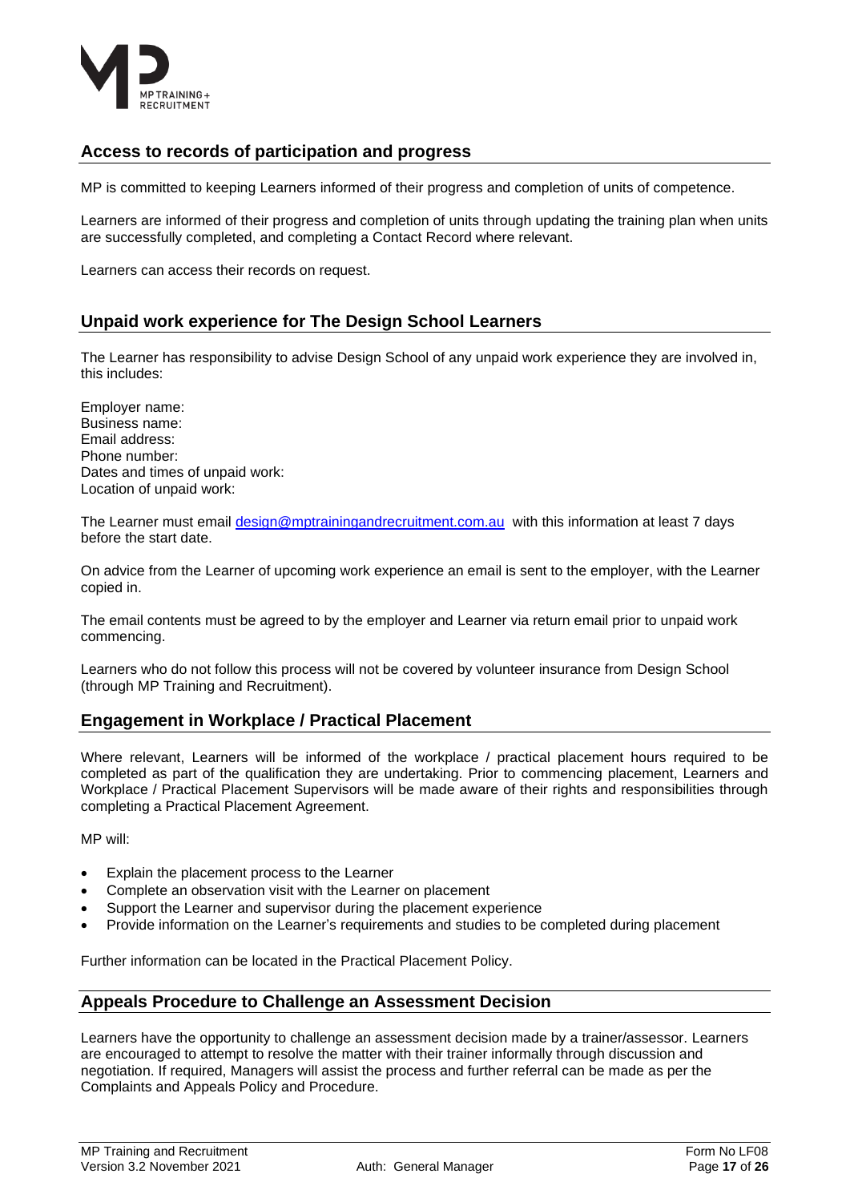## Access to records of participation and progress

MP is committed to keeping Learners informed of their progress and completion of units of competence.

Learners are informed of their progress and completion of units through updating the training plan when units are successfully completed, and completing a Contact Record where relevant.

Learners can access their records on request.

## Unpaid work experience for The Design School Learners

The Learner has responsibility to advise Design School of any unpaid work experience they are involved in, this includes:

Employer name:
Business name:
Email address:
Phone number:
Dates and times of unpaid work:
Location of unpaid work:

The Learner must email design@mptrainingandrecruitment.com.au with this information at least 7 days before the start date.

On advice from the Learner of upcoming work experience an email is sent to the employer, with the Learner copied in.

The email contents must be agreed to by the employer and Learner via return email prior to unpaid work commencing.

Learners who do not follow this process will not be covered by volunteer insurance from Design School (through MP Training and Recruitment).

## Engagement in Workplace / Practical Placement

Where relevant, Learners will be informed of the workplace / practical placement hours required to be completed as part of the qualification they are undertaking. Prior to commencing placement, Learners and Workplace / Practical Placement Supervisors will be made aware of their rights and responsibilities through completing a Practical Placement Agreement.

MP will:

- Explain the placement process to the Learner
- Complete an observation visit with the Learner on placement
- Support the Learner and supervisor during the placement experience
- Provide information on the Learner's requirements and studies to be completed during placement

Further information can be located in the Practical Placement Policy.

## Appeals Procedure to Challenge an Assessment Decision

Learners have the opportunity to challenge an assessment decision made by a trainer/assessor. Learners are encouraged to attempt to resolve the matter with their trainer informally through discussion and negotiation. If required, Managers will assist the process and further referral can be made as per the Complaints and Appeals Policy and Procedure.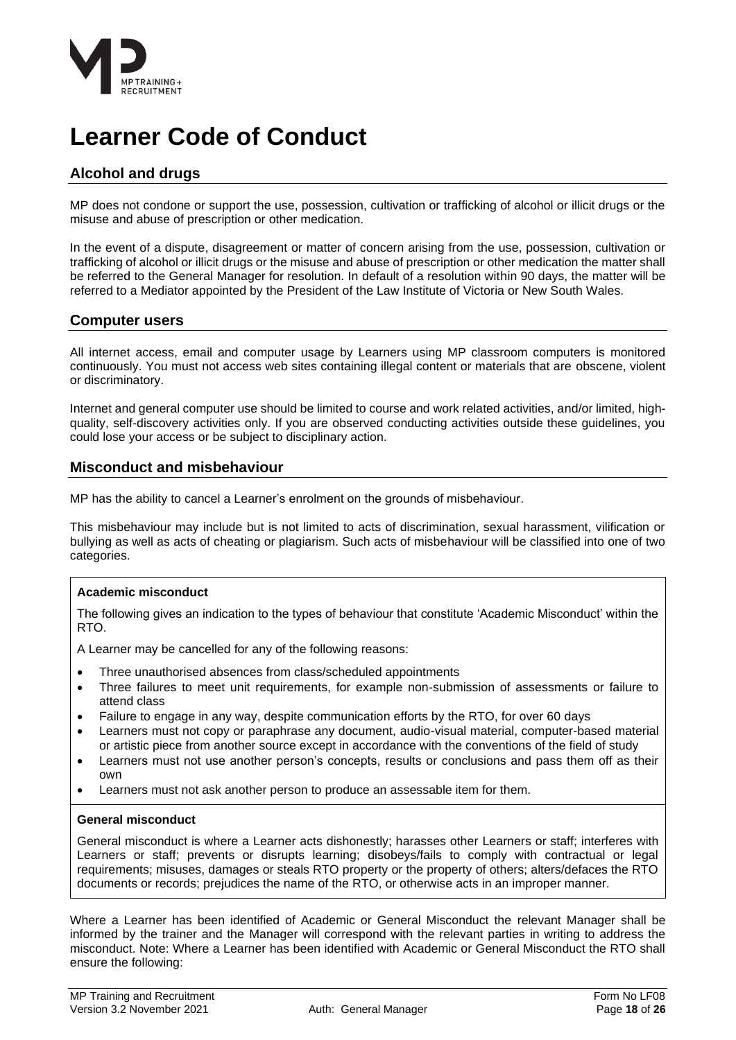# Learner Code of Conduct

## Alcohol and drugs

MP does not condone or support the use, possession, cultivation or trafficking of alcohol or illicit drugs or the misuse and abuse of prescription or other medication.

In the event of a dispute, disagreement or matter of concern arising from the use, possession, cultivation or trafficking of alcohol or illicit drugs or the misuse and abuse of prescription or other medication the matter shall be referred to the General Manager for resolution. In default of a resolution within 90 days, the matter will be referred to a Mediator appointed by the President of the Law Institute of Victoria or New South Wales.

## Computer users

All internet access, email and computer usage by Learners using MP classroom computers is monitored continuously. You must not access web sites containing illegal content or materials that are obscene, violent or discriminatory.

Internet and general computer use should be limited to course and work related activities, and/or limited, high-quality, self-discovery activities only. If you are observed conducting activities outside these guidelines, you could lose your access or be subject to disciplinary action.

## Misconduct and misbehaviour

MP has the ability to cancel a Learner's enrolment on the grounds of misbehaviour.

This misbehaviour may include but is not limited to acts of discrimination, sexual harassment, vilification or bullying as well as acts of cheating or plagiarism. Such acts of misbehaviour will be classified into one of two categories.

**Academic misconduct**

The following gives an indication to the types of behaviour that constitute 'Academic Misconduct' within the RTO.

A Learner may be cancelled for any of the following reasons:

- Three unauthorised absences from class/scheduled appointments
- Three failures to meet unit requirements, for example non-submission of assessments or failure to attend class
- Failure to engage in any way, despite communication efforts by the RTO, for over 60 days
- Learners must not copy or paraphrase any document, audio-visual material, computer-based material or artistic piece from another source except in accordance with the conventions of the field of study
- Learners must not use another person's concepts, results or conclusions and pass them off as their own
- Learners must not ask another person to produce an assessable item for them.

**General misconduct**

General misconduct is where a Learner acts dishonestly; harasses other Learners or staff; interferes with Learners or staff; prevents or disrupts learning; disobeys/fails to comply with contractual or legal requirements; misuses, damages or steals RTO property or the property of others; alters/defaces the RTO documents or records; prejudices the name of the RTO, or otherwise acts in an improper manner.

Where a Learner has been identified of Academic or General Misconduct the relevant Manager shall be informed by the trainer and the Manager will correspond with the relevant parties in writing to address the misconduct. Note: Where a Learner has been identified with Academic or General Misconduct the RTO shall ensure the following: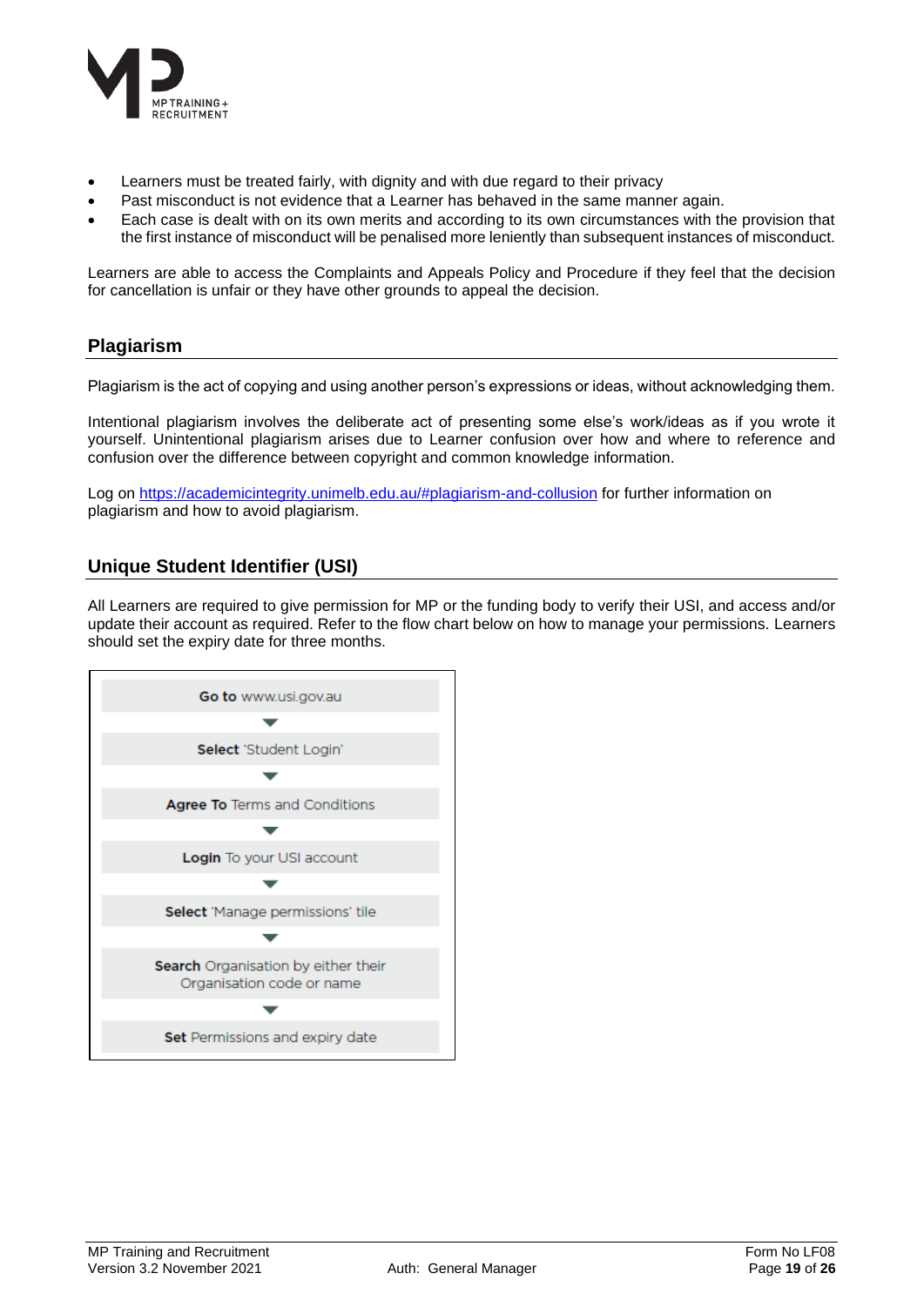- Learners must be treated fairly, with dignity and with due regard to their privacy
- Past misconduct is not evidence that a Learner has behaved in the same manner again.
- Each case is dealt with on its own merits and according to its own circumstances with the provision that the first instance of misconduct will be penalised more leniently than subsequent instances of misconduct.

Learners are able to access the Complaints and Appeals Policy and Procedure if they feel that the decision for cancellation is unfair or they have other grounds to appeal the decision.

## Plagiarism

Plagiarism is the act of copying and using another person's expressions or ideas, without acknowledging them.

Intentional plagiarism involves the deliberate act of presenting some else's work/ideas as if you wrote it yourself. Unintentional plagiarism arises due to Learner confusion over how and where to reference and confusion over the difference between copyright and common knowledge information.

Log on https://academicintegrity.unimelb.edu.au/#plagiarism-and-collusion for further information on plagiarism and how to avoid plagiarism.

## Unique Student Identifier (USI)

All Learners are required to give permission for MP or the funding body to verify their USI, and access and/or update their account as required. Refer to the flow chart below on how to manage your permissions. Learners should set the expiry date for three months.

**Go to** www.usi.gov.au

▼

**Select** 'Student Login'

▼

**Agree To** Terms and Conditions

▼

**Login** To your USI account

▼

**Select** 'Manage permissions' tile

▼

**Search** Organisation by either their Organisation code or name

▼

**Set** Permissions and expiry date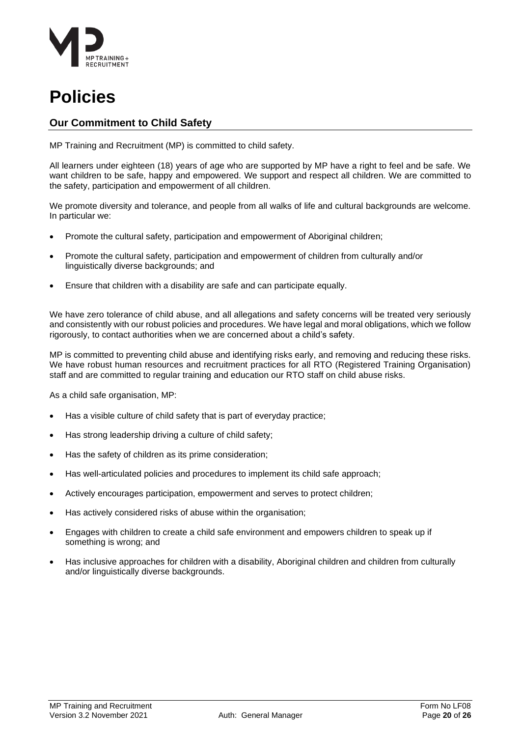# Policies

## Our Commitment to Child Safety

MP Training and Recruitment (MP) is committed to child safety.

All learners under eighteen (18) years of age who are supported by MP have a right to feel and be safe. We want children to be safe, happy and empowered. We support and respect all children. We are committed to the safety, participation and empowerment of all children.

We promote diversity and tolerance, and people from all walks of life and cultural backgrounds are welcome. In particular we:

- Promote the cultural safety, participation and empowerment of Aboriginal children;
- Promote the cultural safety, participation and empowerment of children from culturally and/or linguistically diverse backgrounds; and
- Ensure that children with a disability are safe and can participate equally.

We have zero tolerance of child abuse, and all allegations and safety concerns will be treated very seriously and consistently with our robust policies and procedures. We have legal and moral obligations, which we follow rigorously, to contact authorities when we are concerned about a child's safety.

MP is committed to preventing child abuse and identifying risks early, and removing and reducing these risks. We have robust human resources and recruitment practices for all RTO (Registered Training Organisation) staff and are committed to regular training and education our RTO staff on child abuse risks.

As a child safe organisation, MP:

- Has a visible culture of child safety that is part of everyday practice;
- Has strong leadership driving a culture of child safety;
- Has the safety of children as its prime consideration;
- Has well-articulated policies and procedures to implement its child safe approach;
- Actively encourages participation, empowerment and serves to protect children;
- Has actively considered risks of abuse within the organisation;
- Engages with children to create a child safe environment and empowers children to speak up if something is wrong; and
- Has inclusive approaches for children with a disability, Aboriginal children and children from culturally and/or linguistically diverse backgrounds.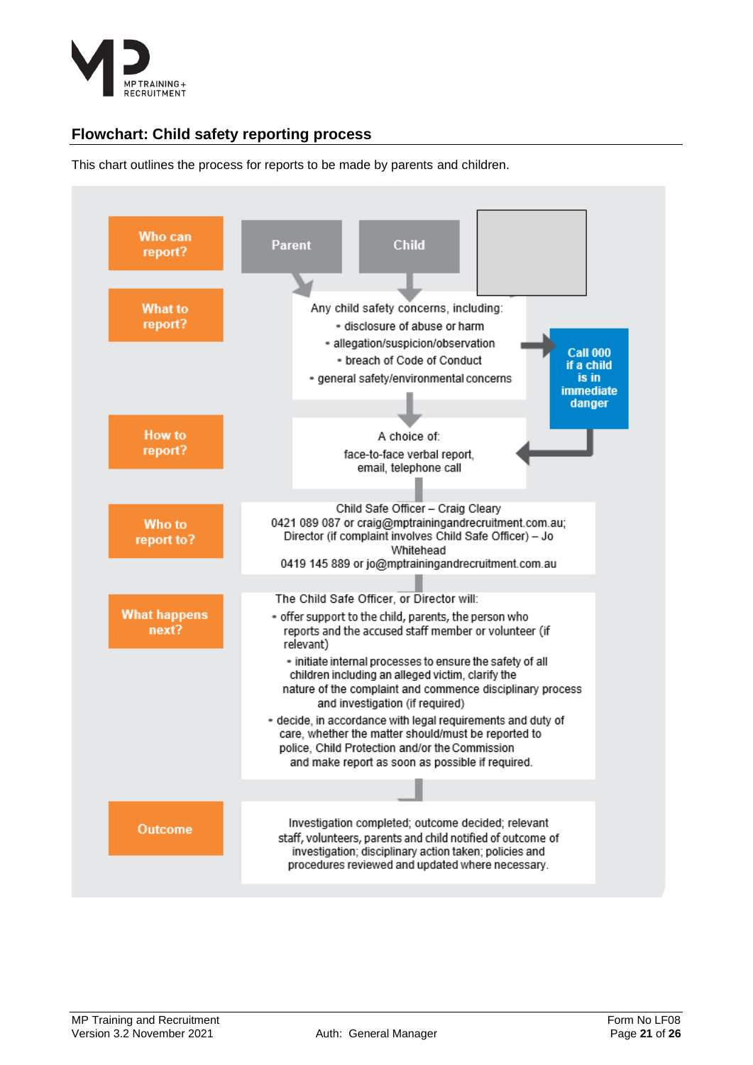## Flowchart: Child safety reporting process

This chart outlines the process for reports to be made by parents and children.

| | |
|---|---|
| **Who can report?** | Parent; Child |
| **What to report?** | Any child safety concerns, including:<br>• disclosure of abuse or harm<br>• allegation/suspicion/observation<br>• breach of Code of Conduct<br>• general safety/environmental concerns |
| | **Call 000 if a child is in immediate danger** |
| **How to report?** | A choice of:<br>face-to-face verbal report,<br>email, telephone call |
| **Who to report to?** | Child Safe Officer – Craig Cleary<br>0421 089 087 or craig@mptrainingandrecruitment.com.au;<br>Director (if complaint involves Child Safe Officer) – Jo Whitehead<br>0419 145 889 or jo@mptrainingandrecruitment.com.au |
| **What happens next?** | The Child Safe Officer, or Director will:<br>• offer support to the child, parents, the person who reports and the accused staff member or volunteer (if relevant)<br>• initiate internal processes to ensure the safety of all children including an alleged victim, clarify the nature of the complaint and commence disciplinary process and investigation (if required)<br>• decide, in accordance with legal requirements and duty of care, whether the matter should/must be reported to police, Child Protection and/or the Commission and make report as soon as possible if required. |
| **Outcome** | Investigation completed; outcome decided; relevant staff, volunteers, parents and child notified of outcome of investigation; disciplinary action taken; policies and procedures reviewed and updated where necessary. |

MP Training and Recruitment
Version 3.2 November 2021
Auth: General Manager
Form No LF08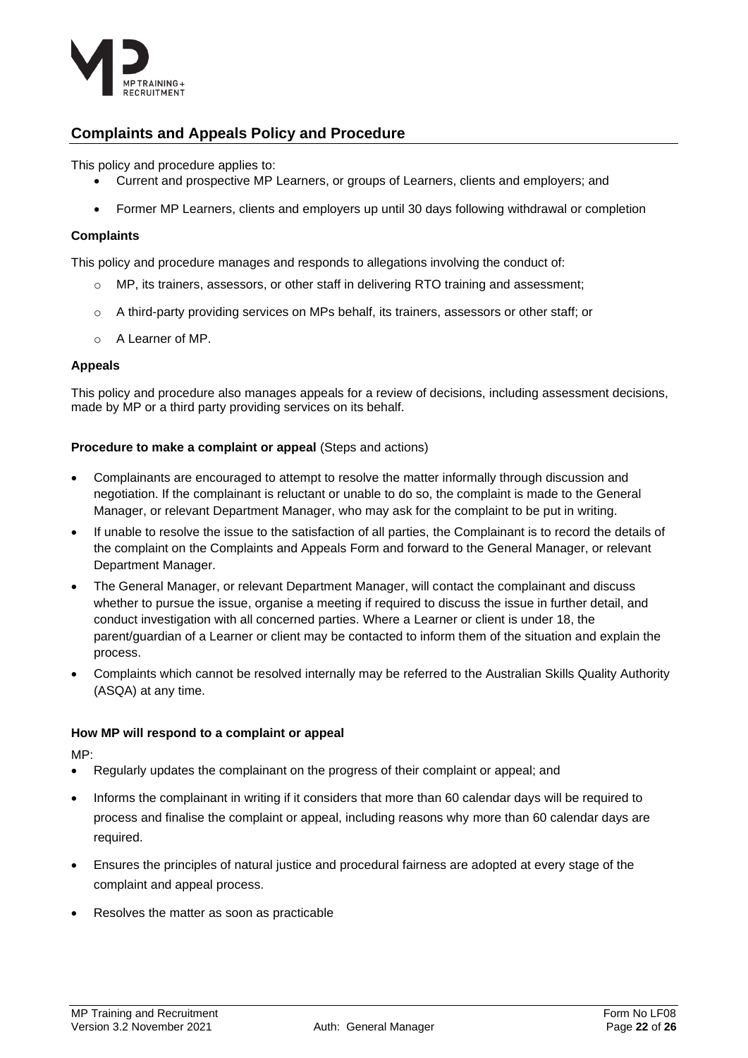## Complaints and Appeals Policy and Procedure

This policy and procedure applies to:

- Current and prospective MP Learners, or groups of Learners, clients and employers; and
- Former MP Learners, clients and employers up until 30 days following withdrawal or completion

**Complaints**

This policy and procedure manages and responds to allegations involving the conduct of:

- MP, its trainers, assessors, or other staff in delivering RTO training and assessment;
- A third-party providing services on MPs behalf, its trainers, assessors or other staff; or
- A Learner of MP.

**Appeals**

This policy and procedure also manages appeals for a review of decisions, including assessment decisions, made by MP or a third party providing services on its behalf.

**Procedure to make a complaint or appeal** (Steps and actions)

- Complainants are encouraged to attempt to resolve the matter informally through discussion and negotiation. If the complainant is reluctant or unable to do so, the complaint is made to the General Manager, or relevant Department Manager, who may ask for the complaint to be put in writing.
- If unable to resolve the issue to the satisfaction of all parties, the Complainant is to record the details of the complaint on the Complaints and Appeals Form and forward to the General Manager, or relevant Department Manager.
- The General Manager, or relevant Department Manager, will contact the complainant and discuss whether to pursue the issue, organise a meeting if required to discuss the issue in further detail, and conduct investigation with all concerned parties. Where a Learner or client is under 18, the parent/guardian of a Learner or client may be contacted to inform them of the situation and explain the process.
- Complaints which cannot be resolved internally may be referred to the Australian Skills Quality Authority (ASQA) at any time.

**How MP will respond to a complaint or appeal**

MP:

- Regularly updates the complainant on the progress of their complaint or appeal; and
- Informs the complainant in writing if it considers that more than 60 calendar days will be required to process and finalise the complaint or appeal, including reasons why more than 60 calendar days are required.
- Ensures the principles of natural justice and procedural fairness are adopted at every stage of the complaint and appeal process.
- Resolves the matter as soon as practicable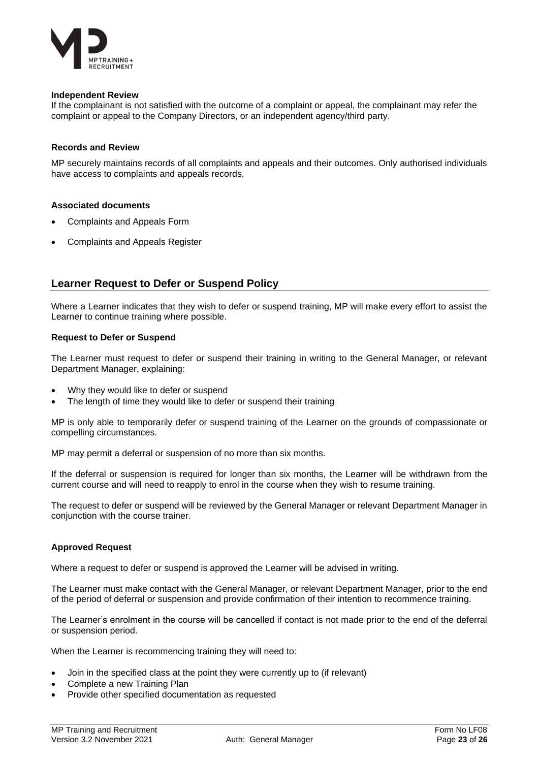**Independent Review**

If the complainant is not satisfied with the outcome of a complaint or appeal, the complainant may refer the complaint or appeal to the Company Directors, or an independent agency/third party.

**Records and Review**

MP securely maintains records of all complaints and appeals and their outcomes. Only authorised individuals have access to complaints and appeals records.

**Associated documents**

- Complaints and Appeals Form
- Complaints and Appeals Register

## Learner Request to Defer or Suspend Policy

Where a Learner indicates that they wish to defer or suspend training, MP will make every effort to assist the Learner to continue training where possible.

**Request to Defer or Suspend**

The Learner must request to defer or suspend their training in writing to the General Manager, or relevant Department Manager, explaining:

- Why they would like to defer or suspend
- The length of time they would like to defer or suspend their training

MP is only able to temporarily defer or suspend training of the Learner on the grounds of compassionate or compelling circumstances.

MP may permit a deferral or suspension of no more than six months.

If the deferral or suspension is required for longer than six months, the Learner will be withdrawn from the current course and will need to reapply to enrol in the course when they wish to resume training.

The request to defer or suspend will be reviewed by the General Manager or relevant Department Manager in conjunction with the course trainer.

**Approved Request**

Where a request to defer or suspend is approved the Learner will be advised in writing.

The Learner must make contact with the General Manager, or relevant Department Manager, prior to the end of the period of deferral or suspension and provide confirmation of their intention to recommence training.

The Learner's enrolment in the course will be cancelled if contact is not made prior to the end of the deferral or suspension period.

When the Learner is recommencing training they will need to:

- Join in the specified class at the point they were currently up to (if relevant)
- Complete a new Training Plan
- Provide other specified documentation as requested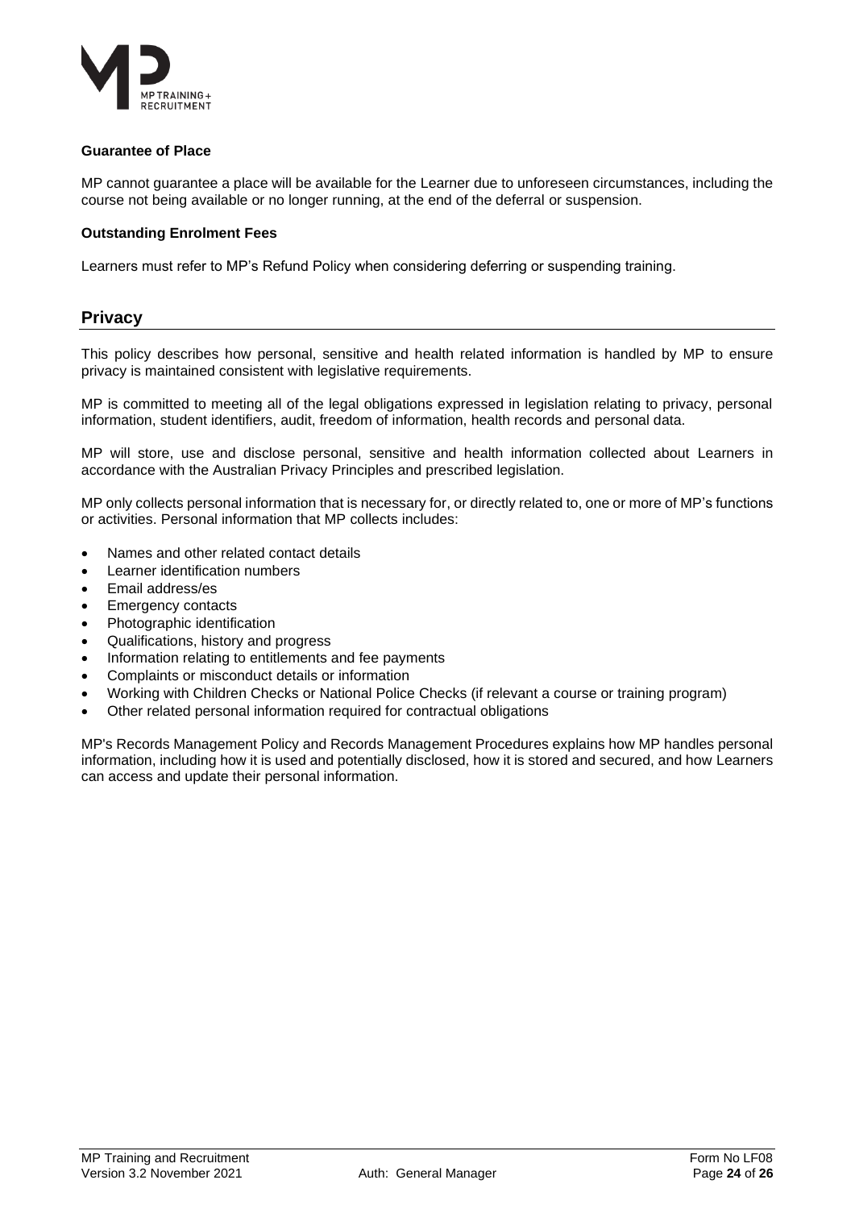**Guarantee of Place**

MP cannot guarantee a place will be available for the Learner due to unforeseen circumstances, including the course not being available or no longer running, at the end of the deferral or suspension.

**Outstanding Enrolment Fees**

Learners must refer to MP's Refund Policy when considering deferring or suspending training.

## Privacy

This policy describes how personal, sensitive and health related information is handled by MP to ensure privacy is maintained consistent with legislative requirements.

MP is committed to meeting all of the legal obligations expressed in legislation relating to privacy, personal information, student identifiers, audit, freedom of information, health records and personal data.

MP will store, use and disclose personal, sensitive and health information collected about Learners in accordance with the Australian Privacy Principles and prescribed legislation.

MP only collects personal information that is necessary for, or directly related to, one or more of MP's functions or activities. Personal information that MP collects includes:

- Names and other related contact details
- Learner identification numbers
- Email address/es
- Emergency contacts
- Photographic identification
- Qualifications, history and progress
- Information relating to entitlements and fee payments
- Complaints or misconduct details or information
- Working with Children Checks or National Police Checks (if relevant a course or training program)
- Other related personal information required for contractual obligations

MP's Records Management Policy and Records Management Procedures explains how MP handles personal information, including how it is used and potentially disclosed, how it is stored and secured, and how Learners can access and update their personal information.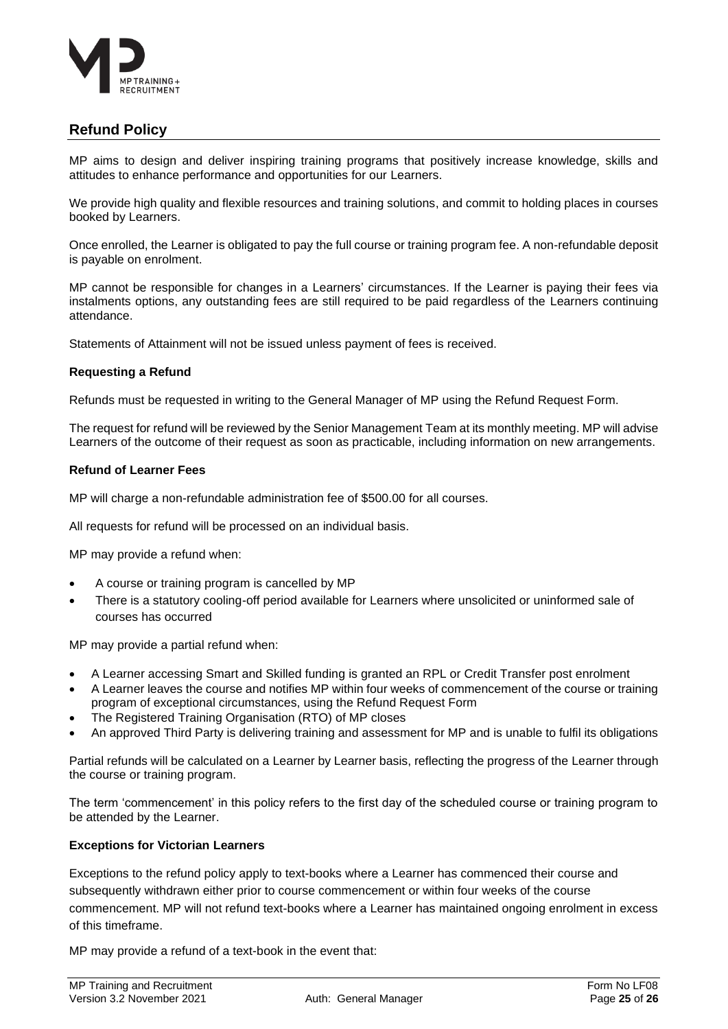## Refund Policy

MP aims to design and deliver inspiring training programs that positively increase knowledge, skills and attitudes to enhance performance and opportunities for our Learners.

We provide high quality and flexible resources and training solutions, and commit to holding places in courses booked by Learners.

Once enrolled, the Learner is obligated to pay the full course or training program fee. A non-refundable deposit is payable on enrolment.

MP cannot be responsible for changes in a Learners' circumstances. If the Learner is paying their fees via instalments options, any outstanding fees are still required to be paid regardless of the Learners continuing attendance.

Statements of Attainment will not be issued unless payment of fees is received.

**Requesting a Refund**

Refunds must be requested in writing to the General Manager of MP using the Refund Request Form.

The request for refund will be reviewed by the Senior Management Team at its monthly meeting. MP will advise Learners of the outcome of their request as soon as practicable, including information on new arrangements.

**Refund of Learner Fees**

MP will charge a non-refundable administration fee of $500.00 for all courses.

All requests for refund will be processed on an individual basis.

MP may provide a refund when:

- A course or training program is cancelled by MP
- There is a statutory cooling-off period available for Learners where unsolicited or uninformed sale of courses has occurred

MP may provide a partial refund when:

- A Learner accessing Smart and Skilled funding is granted an RPL or Credit Transfer post enrolment
- A Learner leaves the course and notifies MP within four weeks of commencement of the course or training program of exceptional circumstances, using the Refund Request Form
- The Registered Training Organisation (RTO) of MP closes
- An approved Third Party is delivering training and assessment for MP and is unable to fulfil its obligations

Partial refunds will be calculated on a Learner by Learner basis, reflecting the progress of the Learner through the course or training program.

The term 'commencement' in this policy refers to the first day of the scheduled course or training program to be attended by the Learner.

**Exceptions for Victorian Learners**

Exceptions to the refund policy apply to text-books where a Learner has commenced their course and subsequently withdrawn either prior to course commencement or within four weeks of the course commencement. MP will not refund text-books where a Learner has maintained ongoing enrolment in excess of this timeframe.

MP may provide a refund of a text-book in the event that: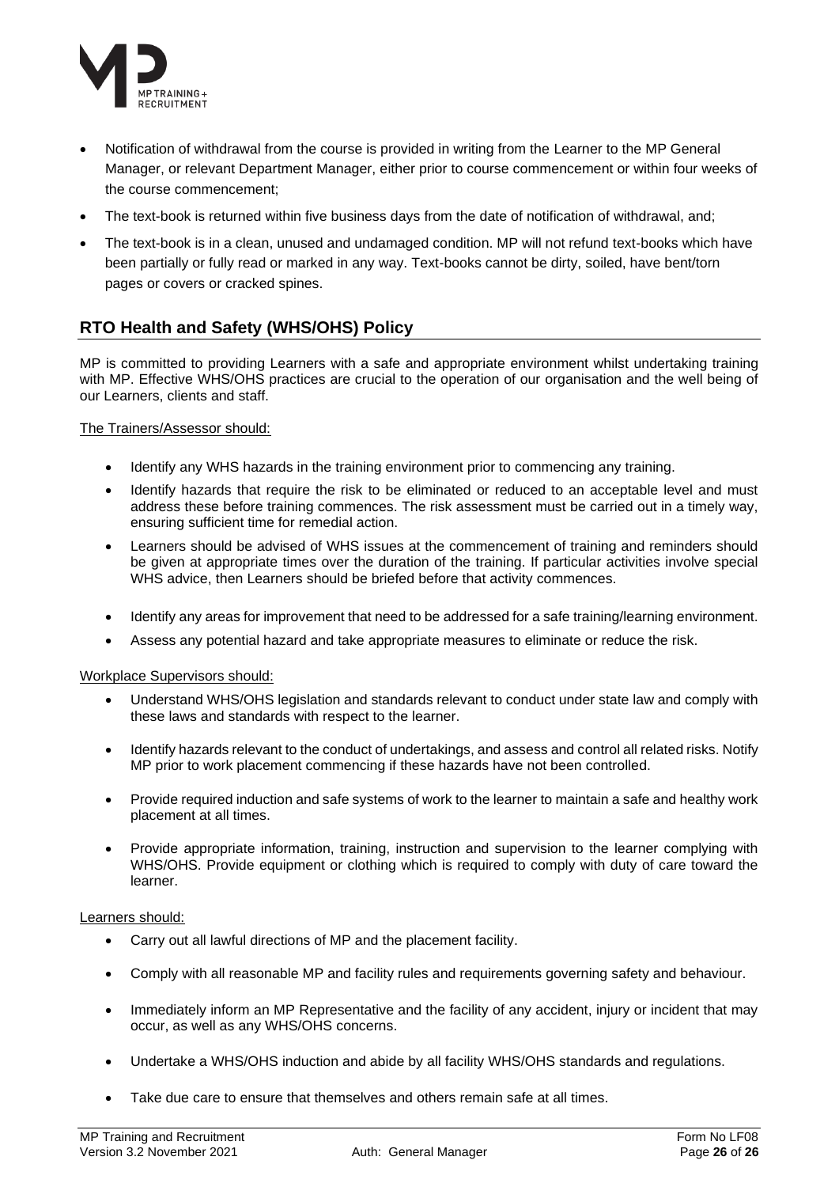- Notification of withdrawal from the course is provided in writing from the Learner to the MP General Manager, or relevant Department Manager, either prior to course commencement or within four weeks of the course commencement;
- The text-book is returned within five business days from the date of notification of withdrawal, and;
- The text-book is in a clean, unused and undamaged condition. MP will not refund text-books which have been partially or fully read or marked in any way. Text-books cannot be dirty, soiled, have bent/torn pages or covers or cracked spines.

## RTO Health and Safety (WHS/OHS) Policy

MP is committed to providing Learners with a safe and appropriate environment whilst undertaking training with MP. Effective WHS/OHS practices are crucial to the operation of our organisation and the well being of our Learners, clients and staff.

The Trainers/Assessor should:

- Identify any WHS hazards in the training environment prior to commencing any training.
- Identify hazards that require the risk to be eliminated or reduced to an acceptable level and must address these before training commences. The risk assessment must be carried out in a timely way, ensuring sufficient time for remedial action.
- Learners should be advised of WHS issues at the commencement of training and reminders should be given at appropriate times over the duration of the training. If particular activities involve special WHS advice, then Learners should be briefed before that activity commences.
- Identify any areas for improvement that need to be addressed for a safe training/learning environment.
- Assess any potential hazard and take appropriate measures to eliminate or reduce the risk.

Workplace Supervisors should:

- Understand WHS/OHS legislation and standards relevant to conduct under state law and comply with these laws and standards with respect to the learner.
- Identify hazards relevant to the conduct of undertakings, and assess and control all related risks. Notify MP prior to work placement commencing if these hazards have not been controlled.
- Provide required induction and safe systems of work to the learner to maintain a safe and healthy work placement at all times.
- Provide appropriate information, training, instruction and supervision to the learner complying with WHS/OHS. Provide equipment or clothing which is required to comply with duty of care toward the learner.

Learners should:

- Carry out all lawful directions of MP and the placement facility.
- Comply with all reasonable MP and facility rules and requirements governing safety and behaviour.
- Immediately inform an MP Representative and the facility of any accident, injury or incident that may occur, as well as any WHS/OHS concerns.
- Undertake a WHS/OHS induction and abide by all facility WHS/OHS standards and regulations.
- Take due care to ensure that themselves and others remain safe at all times.